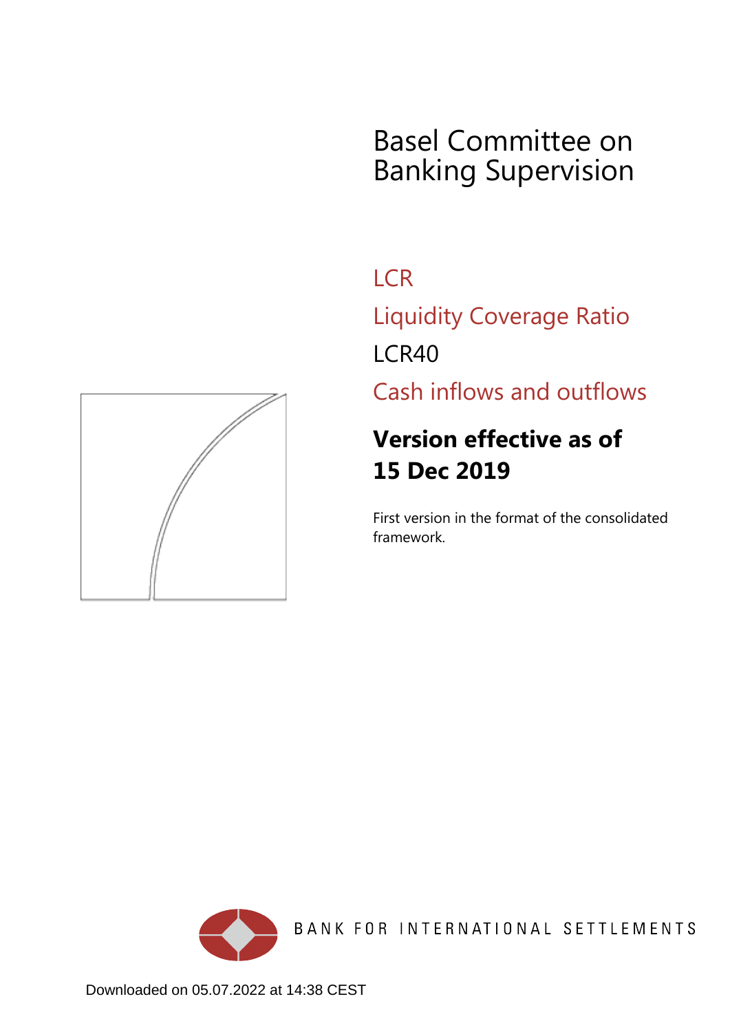# Basel Committee on Banking Supervision

LCR

Liquidity Coverage Ratio

LCR40

Cash inflows and outflows

**Version effective as of 15 Dec 2019**

First version in the format of the consolidated framework.

BANK FOR INTERNATIONAL SETTLEMENTS

Downloaded on 05.07.2022 at 14:38 CEST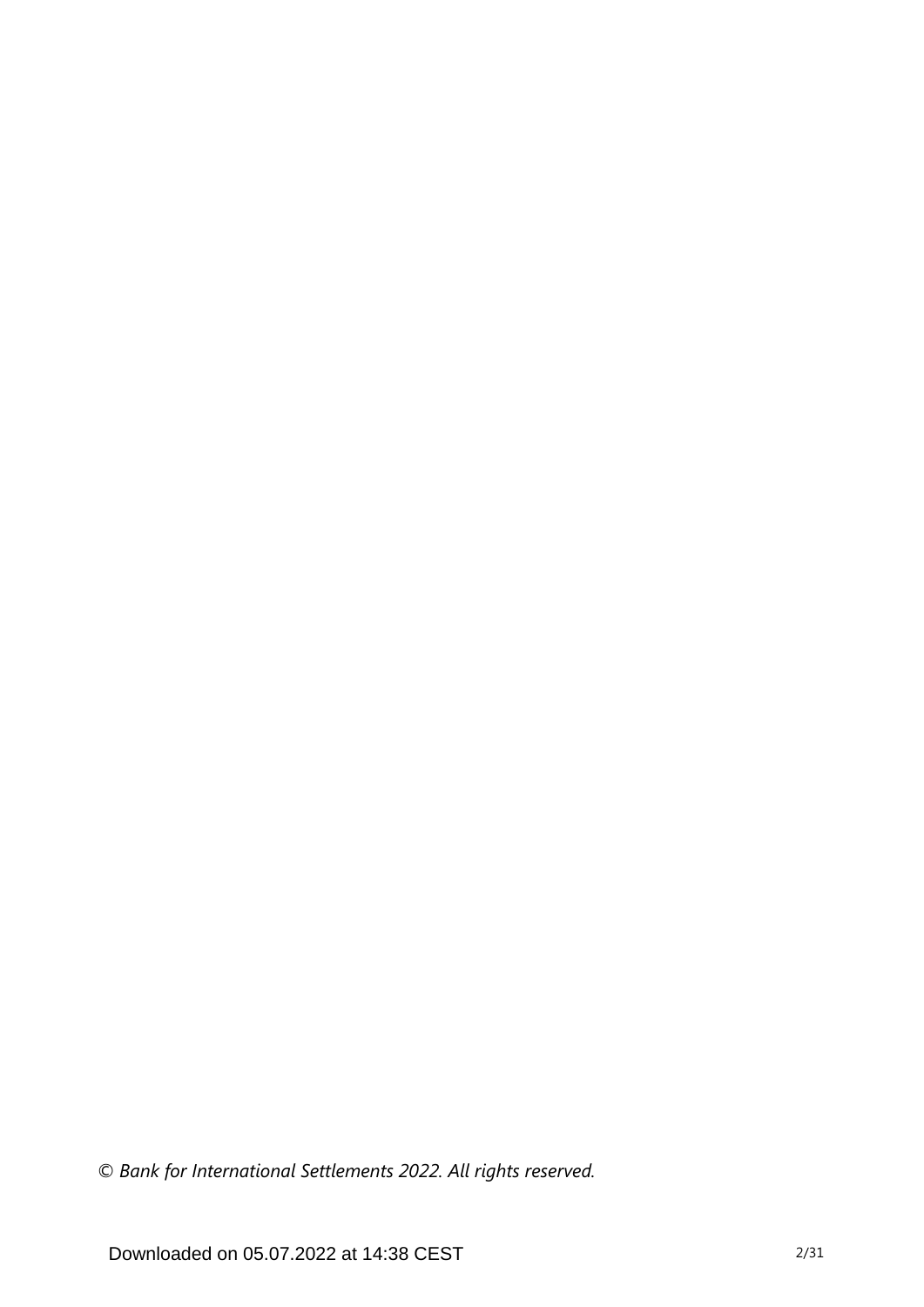*© Bank for International Settlements 2022. All rights reserved.*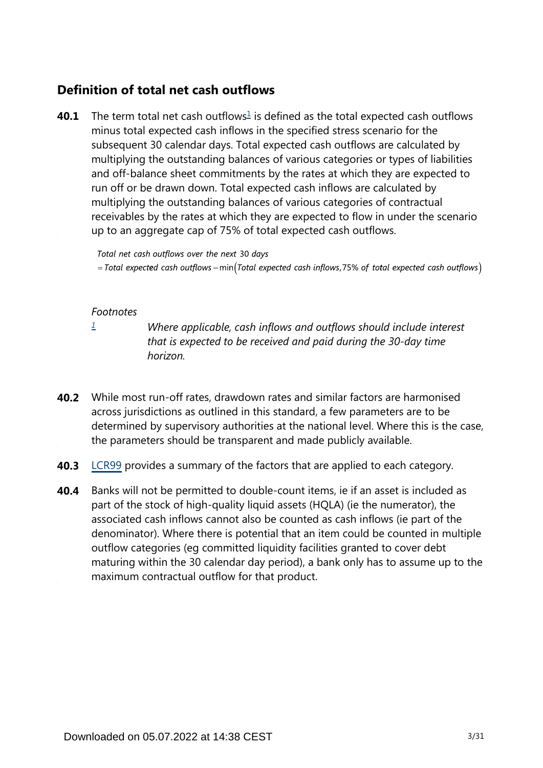## Definition of total net cash outflows

**40.1** The term total net cash outflows[1] is defined as the total expected cash outflows minus total expected cash inflows in the specified stress scenario for the subsequent 30 calendar days. Total expected cash outflows are calculated by multiplying the outstanding balances of various categories or types of liabilities and off-balance sheet commitments by the rates at which they are expected to run off or be drawn down. Total expected cash inflows are calculated by multiplying the outstanding balances of various categories of contractual receivables by the rates at which they are expected to flow in under the scenario up to an aggregate cap of 75% of total expected cash outflows.

$$\text{Total net cash outflows over the next } 30 \text{ days}$$
$$= \text{Total expected cash outflows} - \min\left(\text{Total expected cash inflows}, 75\% \text{ of total expected cash outflows}\right)$$

*Footnotes*

[1] *Where applicable, cash inflows and outflows should include interest that is expected to be received and paid during the 30-day time horizon.*

**40.2** While most run-off rates, drawdown rates and similar factors are harmonised across jurisdictions as outlined in this standard, a few parameters are to be determined by supervisory authorities at the national level. Where this is the case, the parameters should be transparent and made publicly available.

**40.3** LCR99 provides a summary of the factors that are applied to each category.

**40.4** Banks will not be permitted to double-count items, ie if an asset is included as part of the stock of high-quality liquid assets (HQLA) (ie the numerator), the associated cash inflows cannot also be counted as cash inflows (ie part of the denominator). Where there is potential that an item could be counted in multiple outflow categories (eg committed liquidity facilities granted to cover debt maturing within the 30 calendar day period), a bank only has to assume up to the maximum contractual outflow for that product.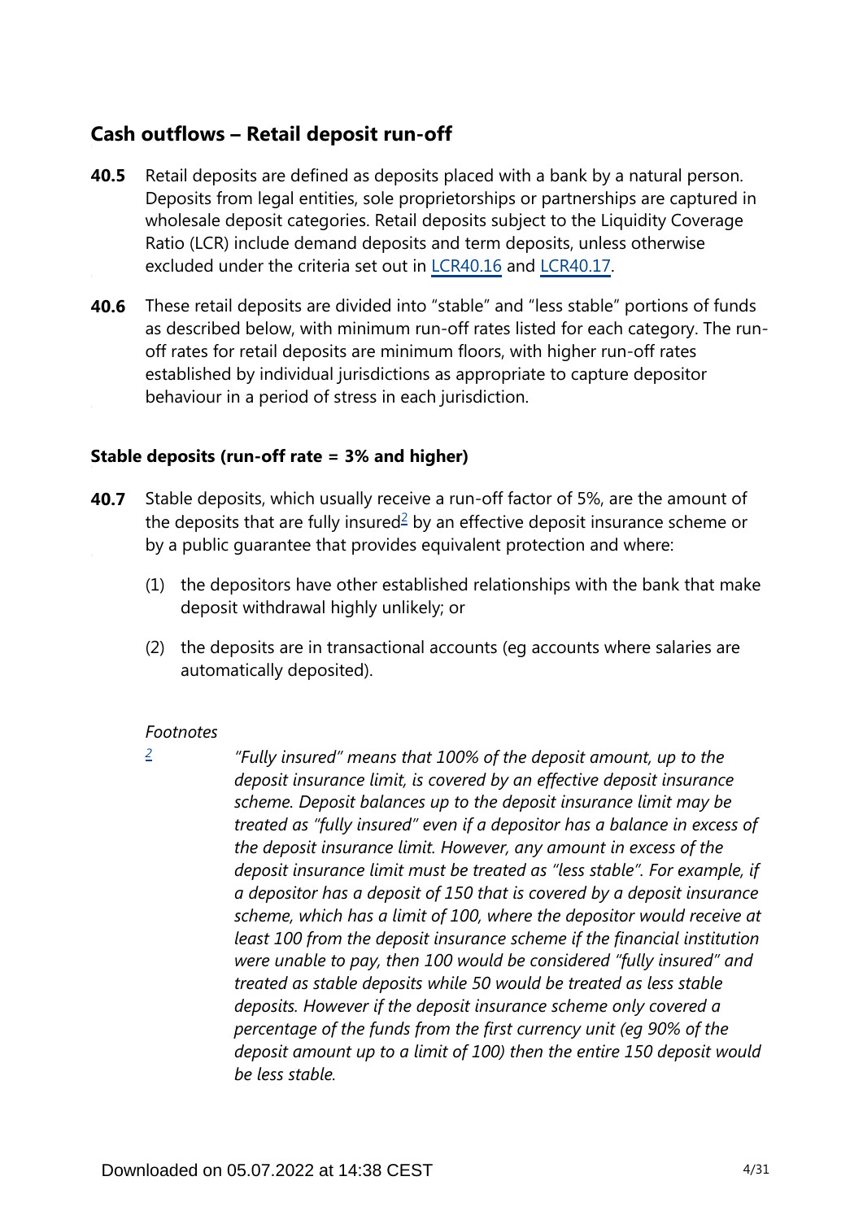## Cash outflows – Retail deposit run-off

**40.5** Retail deposits are defined as deposits placed with a bank by a natural person. Deposits from legal entities, sole proprietorships or partnerships are captured in wholesale deposit categories. Retail deposits subject to the Liquidity Coverage Ratio (LCR) include demand deposits and term deposits, unless otherwise excluded under the criteria set out in LCR40.16 and LCR40.17.

**40.6** These retail deposits are divided into "stable" and "less stable" portions of funds as described below, with minimum run-off rates listed for each category. The run-off rates for retail deposits are minimum floors, with higher run-off rates established by individual jurisdictions as appropriate to capture depositor behaviour in a period of stress in each jurisdiction.

### Stable deposits (run-off rate = 3% and higher)

**40.7** Stable deposits, which usually receive a run-off factor of 5%, are the amount of the deposits that are fully insured[2] by an effective deposit insurance scheme or by a public guarantee that provides equivalent protection and where:

(1) the depositors have other established relationships with the bank that make deposit withdrawal highly unlikely; or

(2) the deposits are in transactional accounts (eg accounts where salaries are automatically deposited).

*Footnotes*

[2] *"Fully insured" means that 100% of the deposit amount, up to the deposit insurance limit, is covered by an effective deposit insurance scheme. Deposit balances up to the deposit insurance limit may be treated as "fully insured" even if a depositor has a balance in excess of the deposit insurance limit. However, any amount in excess of the deposit insurance limit must be treated as "less stable". For example, if a depositor has a deposit of 150 that is covered by a deposit insurance scheme, which has a limit of 100, where the depositor would receive at least 100 from the deposit insurance scheme if the financial institution were unable to pay, then 100 would be considered "fully insured" and treated as stable deposits while 50 would be treated as less stable deposits. However if the deposit insurance scheme only covered a percentage of the funds from the first currency unit (eg 90% of the deposit amount up to a limit of 100) then the entire 150 deposit would be less stable.*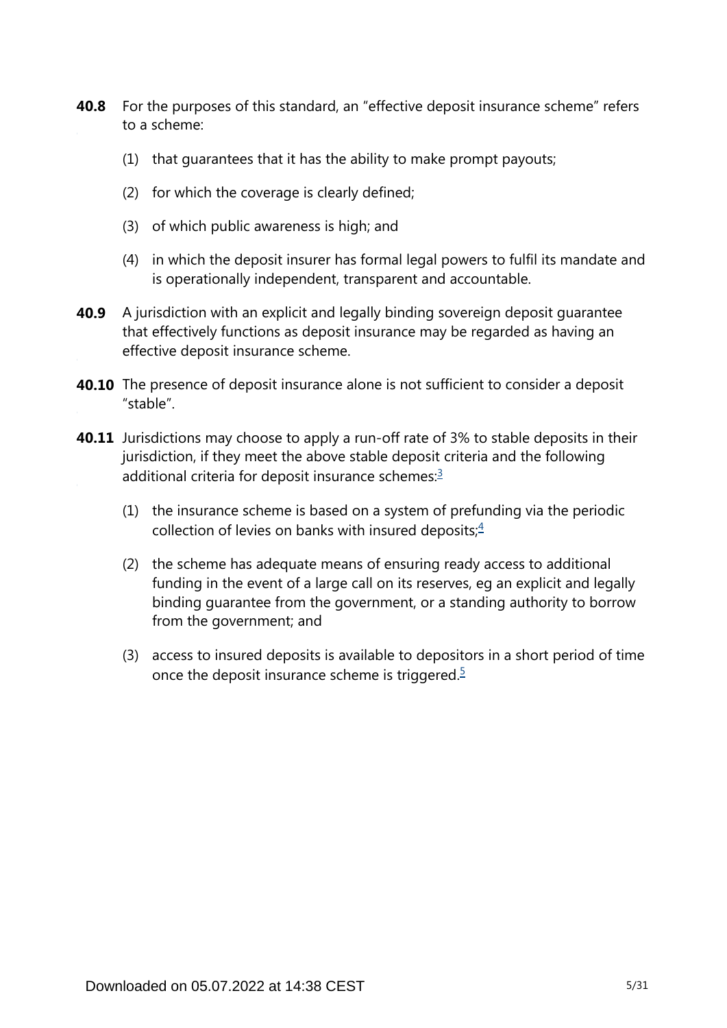**40.8** For the purposes of this standard, an "effective deposit insurance scheme" refers to a scheme:

(1) that guarantees that it has the ability to make prompt payouts;

(2) for which the coverage is clearly defined;

(3) of which public awareness is high; and

(4) in which the deposit insurer has formal legal powers to fulfil its mandate and is operationally independent, transparent and accountable.

**40.9** A jurisdiction with an explicit and legally binding sovereign deposit guarantee that effectively functions as deposit insurance may be regarded as having an effective deposit insurance scheme.

**40.10** The presence of deposit insurance alone is not sufficient to consider a deposit "stable".

**40.11** Jurisdictions may choose to apply a run-off rate of 3% to stable deposits in their jurisdiction, if they meet the above stable deposit criteria and the following additional criteria for deposit insurance schemes:[3]

(1) the insurance scheme is based on a system of prefunding via the periodic collection of levies on banks with insured deposits;[4]

(2) the scheme has adequate means of ensuring ready access to additional funding in the event of a large call on its reserves, eg an explicit and legally binding guarantee from the government, or a standing authority to borrow from the government; and

(3) access to insured deposits is available to depositors in a short period of time once the deposit insurance scheme is triggered.[5]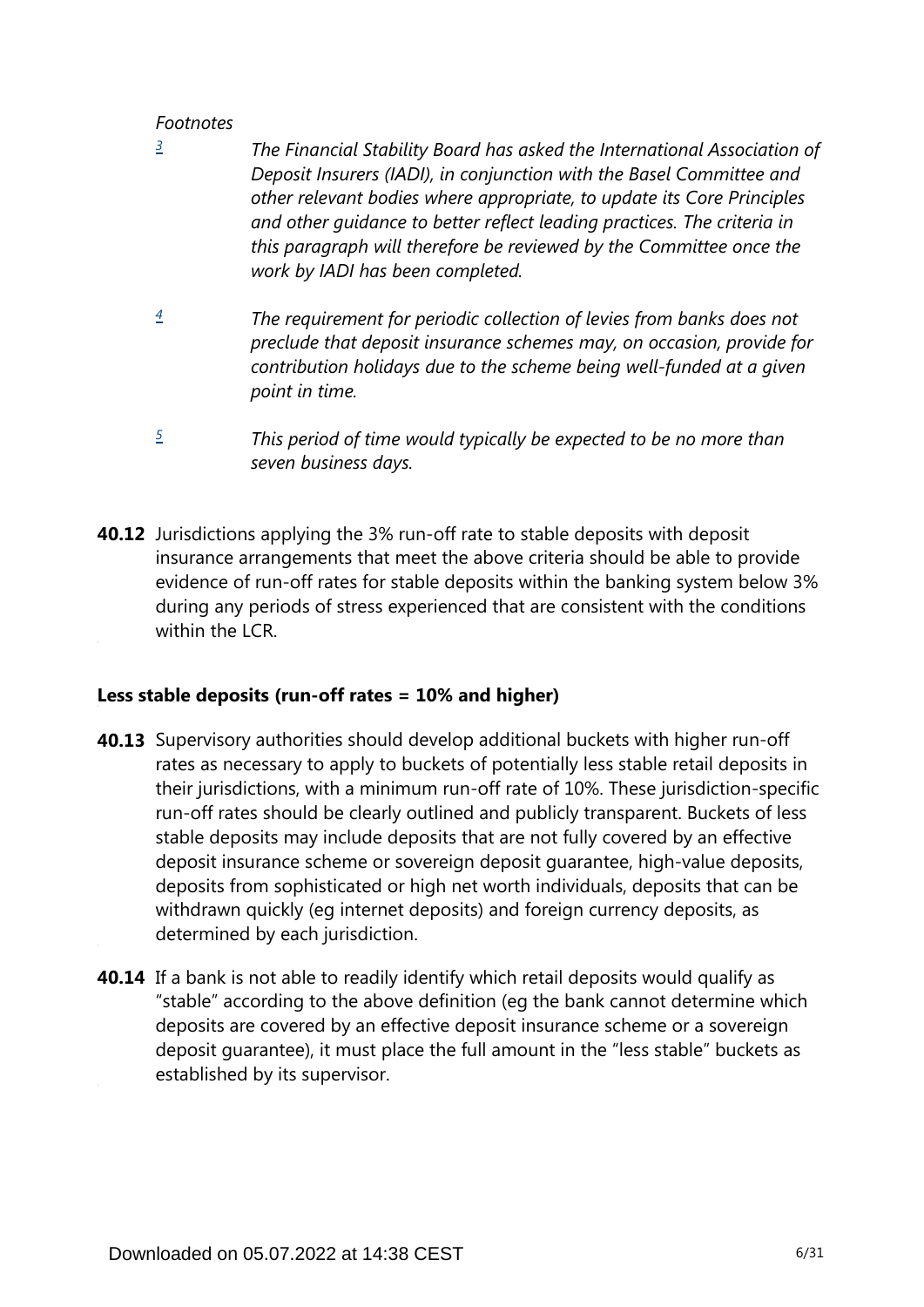*Footnotes*

[3] *The Financial Stability Board has asked the International Association of Deposit Insurers (IADI), in conjunction with the Basel Committee and other relevant bodies where appropriate, to update its Core Principles and other guidance to better reflect leading practices. The criteria in this paragraph will therefore be reviewed by the Committee once the work by IADI has been completed.*

[4] *The requirement for periodic collection of levies from banks does not preclude that deposit insurance schemes may, on occasion, provide for contribution holidays due to the scheme being well-funded at a given point in time.*

[5] *This period of time would typically be expected to be no more than seven business days.*

**40.12** Jurisdictions applying the 3% run-off rate to stable deposits with deposit insurance arrangements that meet the above criteria should be able to provide evidence of run-off rates for stable deposits within the banking system below 3% during any periods of stress experienced that are consistent with the conditions within the LCR.

### Less stable deposits (run-off rates = 10% and higher)

**40.13** Supervisory authorities should develop additional buckets with higher run-off rates as necessary to apply to buckets of potentially less stable retail deposits in their jurisdictions, with a minimum run-off rate of 10%. These jurisdiction-specific run-off rates should be clearly outlined and publicly transparent. Buckets of less stable deposits may include deposits that are not fully covered by an effective deposit insurance scheme or sovereign deposit guarantee, high-value deposits, deposits from sophisticated or high net worth individuals, deposits that can be withdrawn quickly (eg internet deposits) and foreign currency deposits, as determined by each jurisdiction.

**40.14** If a bank is not able to readily identify which retail deposits would qualify as "stable" according to the above definition (eg the bank cannot determine which deposits are covered by an effective deposit insurance scheme or a sovereign deposit guarantee), it must place the full amount in the "less stable" buckets as established by its supervisor.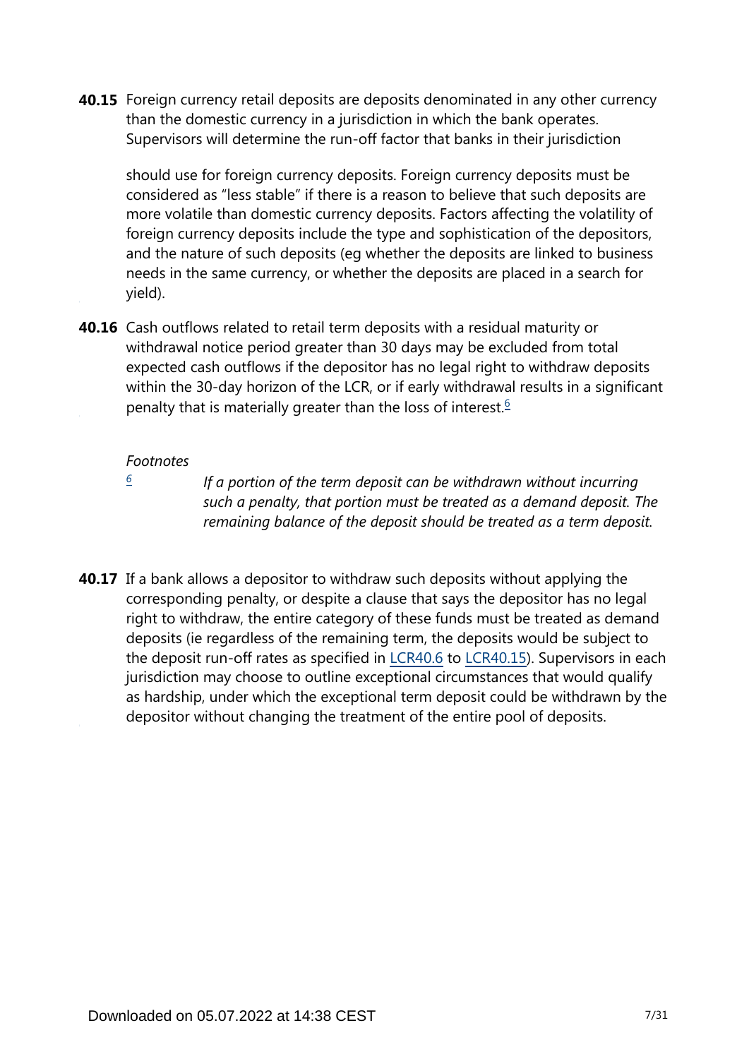**40.15** Foreign currency retail deposits are deposits denominated in any other currency than the domestic currency in a jurisdiction in which the bank operates. Supervisors will determine the run-off factor that banks in their jurisdiction should use for foreign currency deposits. Foreign currency deposits must be considered as "less stable" if there is a reason to believe that such deposits are more volatile than domestic currency deposits. Factors affecting the volatility of foreign currency deposits include the type and sophistication of the depositors, and the nature of such deposits (eg whether the deposits are linked to business needs in the same currency, or whether the deposits are placed in a search for yield).

**40.16** Cash outflows related to retail term deposits with a residual maturity or withdrawal notice period greater than 30 days may be excluded from total expected cash outflows if the depositor has no legal right to withdraw deposits within the 30-day horizon of the LCR, or if early withdrawal results in a significant penalty that is materially greater than the loss of interest.[6]

*Footnotes*

[6] *If a portion of the term deposit can be withdrawn without incurring such a penalty, that portion must be treated as a demand deposit. The remaining balance of the deposit should be treated as a term deposit.*

**40.17** If a bank allows a depositor to withdraw such deposits without applying the corresponding penalty, or despite a clause that says the depositor has no legal right to withdraw, the entire category of these funds must be treated as demand deposits (ie regardless of the remaining term, the deposits would be subject to the deposit run-off rates as specified in LCR40.6 to LCR40.15). Supervisors in each jurisdiction may choose to outline exceptional circumstances that would qualify as hardship, under which the exceptional term deposit could be withdrawn by the depositor without changing the treatment of the entire pool of deposits.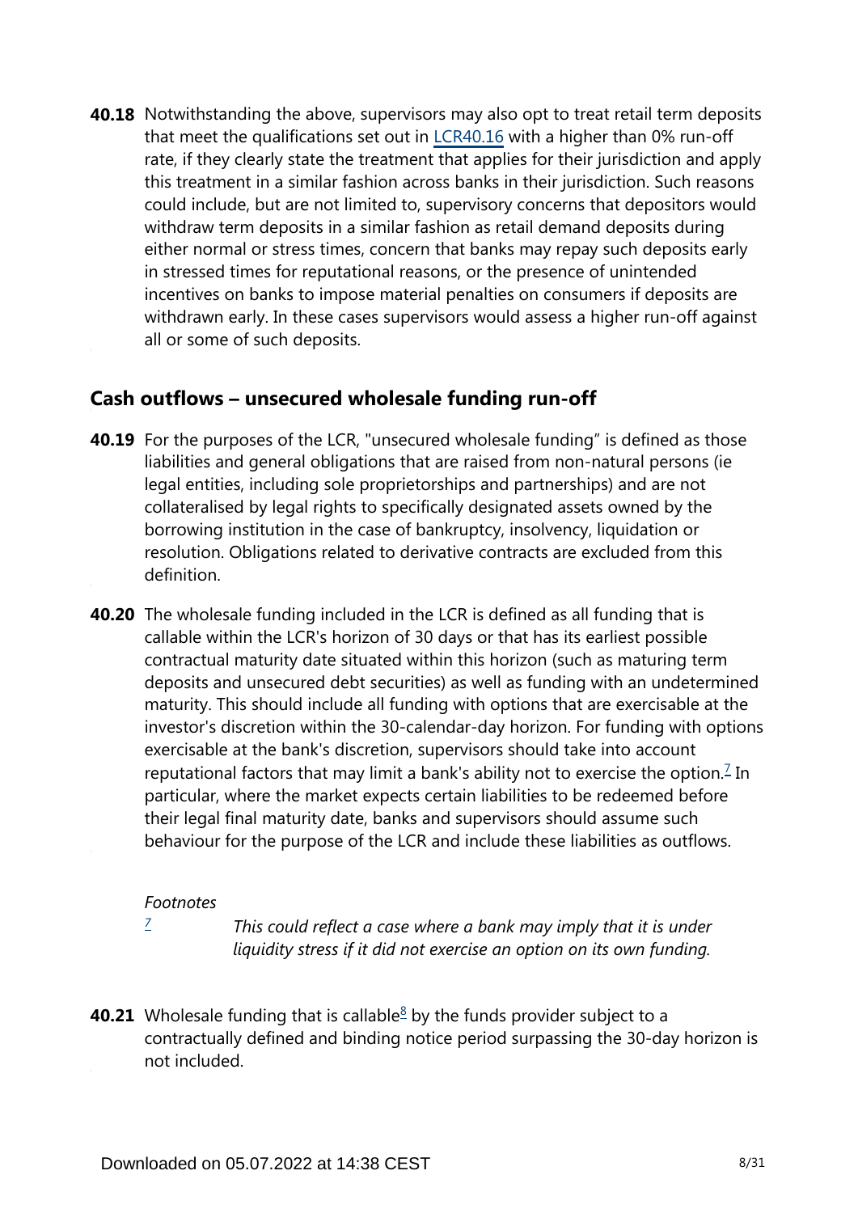**40.18** Notwithstanding the above, supervisors may also opt to treat retail term deposits that meet the qualifications set out in LCR40.16 with a higher than 0% run-off rate, if they clearly state the treatment that applies for their jurisdiction and apply this treatment in a similar fashion across banks in their jurisdiction. Such reasons could include, but are not limited to, supervisory concerns that depositors would withdraw term deposits in a similar fashion as retail demand deposits during either normal or stress times, concern that banks may repay such deposits early in stressed times for reputational reasons, or the presence of unintended incentives on banks to impose material penalties on consumers if deposits are withdrawn early. In these cases supervisors would assess a higher run-off against all or some of such deposits.

## Cash outflows – unsecured wholesale funding run-off

**40.19** For the purposes of the LCR, "unsecured wholesale funding" is defined as those liabilities and general obligations that are raised from non-natural persons (ie legal entities, including sole proprietorships and partnerships) and are not collateralised by legal rights to specifically designated assets owned by the borrowing institution in the case of bankruptcy, insolvency, liquidation or resolution. Obligations related to derivative contracts are excluded from this definition.

**40.20** The wholesale funding included in the LCR is defined as all funding that is callable within the LCR's horizon of 30 days or that has its earliest possible contractual maturity date situated within this horizon (such as maturing term deposits and unsecured debt securities) as well as funding with an undetermined maturity. This should include all funding with options that are exercisable at the investor's discretion within the 30-calendar-day horizon. For funding with options exercisable at the bank's discretion, supervisors should take into account reputational factors that may limit a bank's ability not to exercise the option.[7] In particular, where the market expects certain liabilities to be redeemed before their legal final maturity date, banks and supervisors should assume such behaviour for the purpose of the LCR and include these liabilities as outflows.

*Footnotes*

[7] *This could reflect a case where a bank may imply that it is under liquidity stress if it did not exercise an option on its own funding.*

**40.21** Wholesale funding that is callable[8] by the funds provider subject to a contractually defined and binding notice period surpassing the 30-day horizon is not included.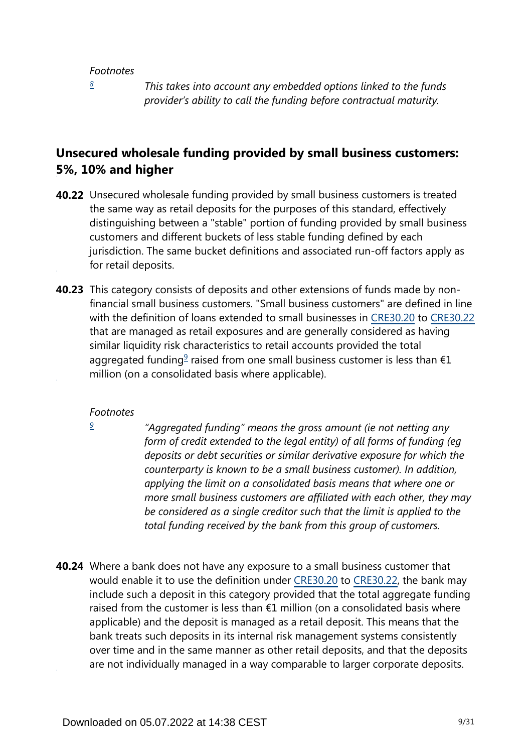*Footnotes*

[8] *This takes into account any embedded options linked to the funds provider's ability to call the funding before contractual maturity.*

## Unsecured wholesale funding provided by small business customers: 5%, 10% and higher

**40.22** Unsecured wholesale funding provided by small business customers is treated the same way as retail deposits for the purposes of this standard, effectively distinguishing between a "stable" portion of funding provided by small business customers and different buckets of less stable funding defined by each jurisdiction. The same bucket definitions and associated run-off factors apply as for retail deposits.

**40.23** This category consists of deposits and other extensions of funds made by non-financial small business customers. "Small business customers" are defined in line with the definition of loans extended to small businesses in CRE30.20 to CRE30.22 that are managed as retail exposures and are generally considered as having similar liquidity risk characteristics to retail accounts provided the total aggregated funding[9] raised from one small business customer is less than €1 million (on a consolidated basis where applicable).

*Footnotes*

[9] *"Aggregated funding" means the gross amount (ie not netting any form of credit extended to the legal entity) of all forms of funding (eg deposits or debt securities or similar derivative exposure for which the counterparty is known to be a small business customer). In addition, applying the limit on a consolidated basis means that where one or more small business customers are affiliated with each other, they may be considered as a single creditor such that the limit is applied to the total funding received by the bank from this group of customers.*

**40.24** Where a bank does not have any exposure to a small business customer that would enable it to use the definition under CRE30.20 to CRE30.22, the bank may include such a deposit in this category provided that the total aggregate funding raised from the customer is less than €1 million (on a consolidated basis where applicable) and the deposit is managed as a retail deposit. This means that the bank treats such deposits in its internal risk management systems consistently over time and in the same manner as other retail deposits, and that the deposits are not individually managed in a way comparable to larger corporate deposits.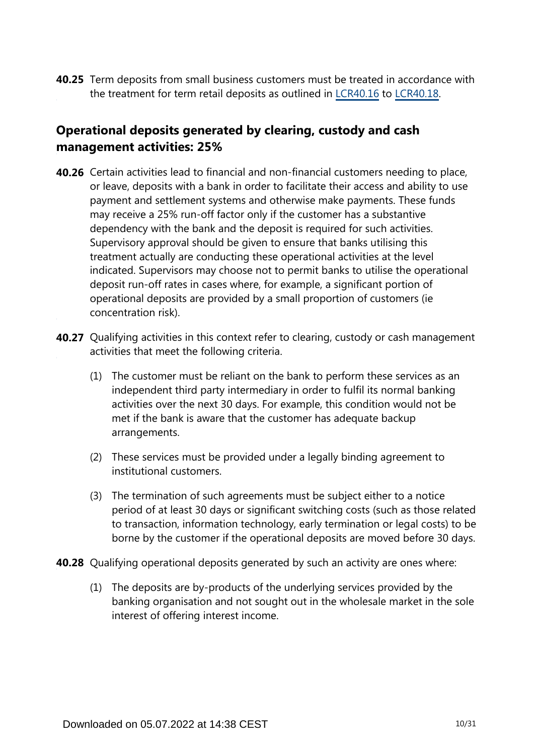**40.25** Term deposits from small business customers must be treated in accordance with the treatment for term retail deposits as outlined in LCR40.16 to LCR40.18.

## Operational deposits generated by clearing, custody and cash management activities: 25%

**40.26** Certain activities lead to financial and non-financial customers needing to place, or leave, deposits with a bank in order to facilitate their access and ability to use payment and settlement systems and otherwise make payments. These funds may receive a 25% run-off factor only if the customer has a substantive dependency with the bank and the deposit is required for such activities. Supervisory approval should be given to ensure that banks utilising this treatment actually are conducting these operational activities at the level indicated. Supervisors may choose not to permit banks to utilise the operational deposit run-off rates in cases where, for example, a significant portion of operational deposits are provided by a small proportion of customers (ie concentration risk).

**40.27** Qualifying activities in this context refer to clearing, custody or cash management activities that meet the following criteria.

(1) The customer must be reliant on the bank to perform these services as an independent third party intermediary in order to fulfil its normal banking activities over the next 30 days. For example, this condition would not be met if the bank is aware that the customer has adequate backup arrangements.

(2) These services must be provided under a legally binding agreement to institutional customers.

(3) The termination of such agreements must be subject either to a notice period of at least 30 days or significant switching costs (such as those related to transaction, information technology, early termination or legal costs) to be borne by the customer if the operational deposits are moved before 30 days.

**40.28** Qualifying operational deposits generated by such an activity are ones where:

(1) The deposits are by-products of the underlying services provided by the banking organisation and not sought out in the wholesale market in the sole interest of offering interest income.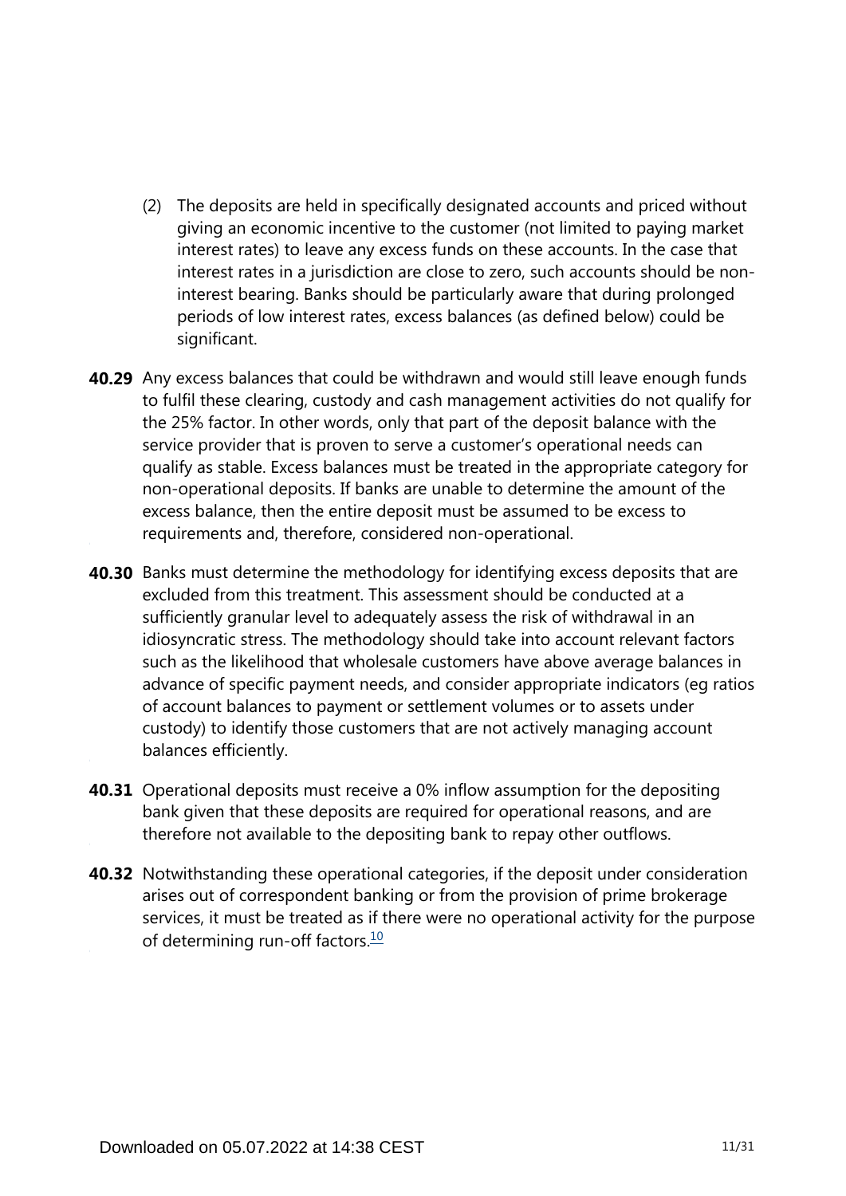(2) The deposits are held in specifically designated accounts and priced without giving an economic incentive to the customer (not limited to paying market interest rates) to leave any excess funds on these accounts. In the case that interest rates in a jurisdiction are close to zero, such accounts should be non-interest bearing. Banks should be particularly aware that during prolonged periods of low interest rates, excess balances (as defined below) could be significant.

**40.29** Any excess balances that could be withdrawn and would still leave enough funds to fulfil these clearing, custody and cash management activities do not qualify for the 25% factor. In other words, only that part of the deposit balance with the service provider that is proven to serve a customer's operational needs can qualify as stable. Excess balances must be treated in the appropriate category for non-operational deposits. If banks are unable to determine the amount of the excess balance, then the entire deposit must be assumed to be excess to requirements and, therefore, considered non-operational.

**40.30** Banks must determine the methodology for identifying excess deposits that are excluded from this treatment. This assessment should be conducted at a sufficiently granular level to adequately assess the risk of withdrawal in an idiosyncratic stress. The methodology should take into account relevant factors such as the likelihood that wholesale customers have above average balances in advance of specific payment needs, and consider appropriate indicators (eg ratios of account balances to payment or settlement volumes or to assets under custody) to identify those customers that are not actively managing account balances efficiently.

**40.31** Operational deposits must receive a 0% inflow assumption for the depositing bank given that these deposits are required for operational reasons, and are therefore not available to the depositing bank to repay other outflows.

**40.32** Notwithstanding these operational categories, if the deposit under consideration arises out of correspondent banking or from the provision of prime brokerage services, it must be treated as if there were no operational activity for the purpose of determining run-off factors.[10]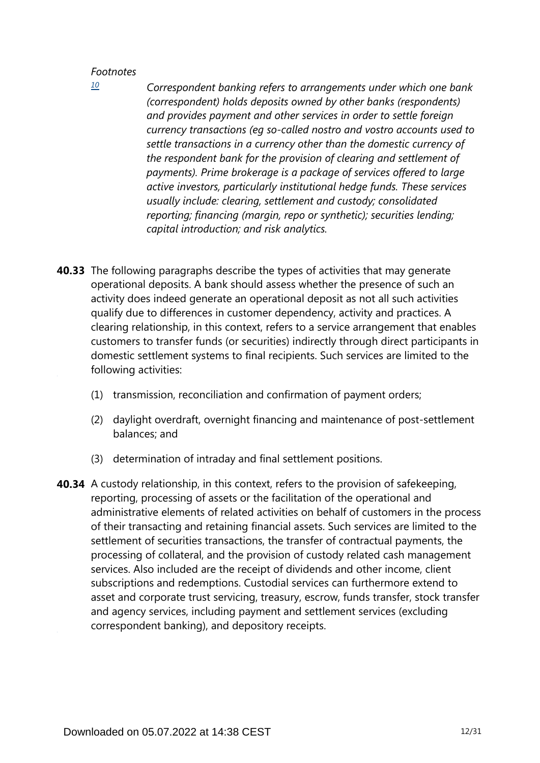*Footnotes*

[10] *Correspondent banking refers to arrangements under which one bank (correspondent) holds deposits owned by other banks (respondents) and provides payment and other services in order to settle foreign currency transactions (eg so-called nostro and vostro accounts used to settle transactions in a currency other than the domestic currency of the respondent bank for the provision of clearing and settlement of payments). Prime brokerage is a package of services offered to large active investors, particularly institutional hedge funds. These services usually include: clearing, settlement and custody; consolidated reporting; financing (margin, repo or synthetic); securities lending; capital introduction; and risk analytics.*

**40.33** The following paragraphs describe the types of activities that may generate operational deposits. A bank should assess whether the presence of such an activity does indeed generate an operational deposit as not all such activities qualify due to differences in customer dependency, activity and practices. A clearing relationship, in this context, refers to a service arrangement that enables customers to transfer funds (or securities) indirectly through direct participants in domestic settlement systems to final recipients. Such services are limited to the following activities:

(1) transmission, reconciliation and confirmation of payment orders;

(2) daylight overdraft, overnight financing and maintenance of post-settlement balances; and

(3) determination of intraday and final settlement positions.

**40.34** A custody relationship, in this context, refers to the provision of safekeeping, reporting, processing of assets or the facilitation of the operational and administrative elements of related activities on behalf of customers in the process of their transacting and retaining financial assets. Such services are limited to the settlement of securities transactions, the transfer of contractual payments, the processing of collateral, and the provision of custody related cash management services. Also included are the receipt of dividends and other income, client subscriptions and redemptions. Custodial services can furthermore extend to asset and corporate trust servicing, treasury, escrow, funds transfer, stock transfer and agency services, including payment and settlement services (excluding correspondent banking), and depository receipts.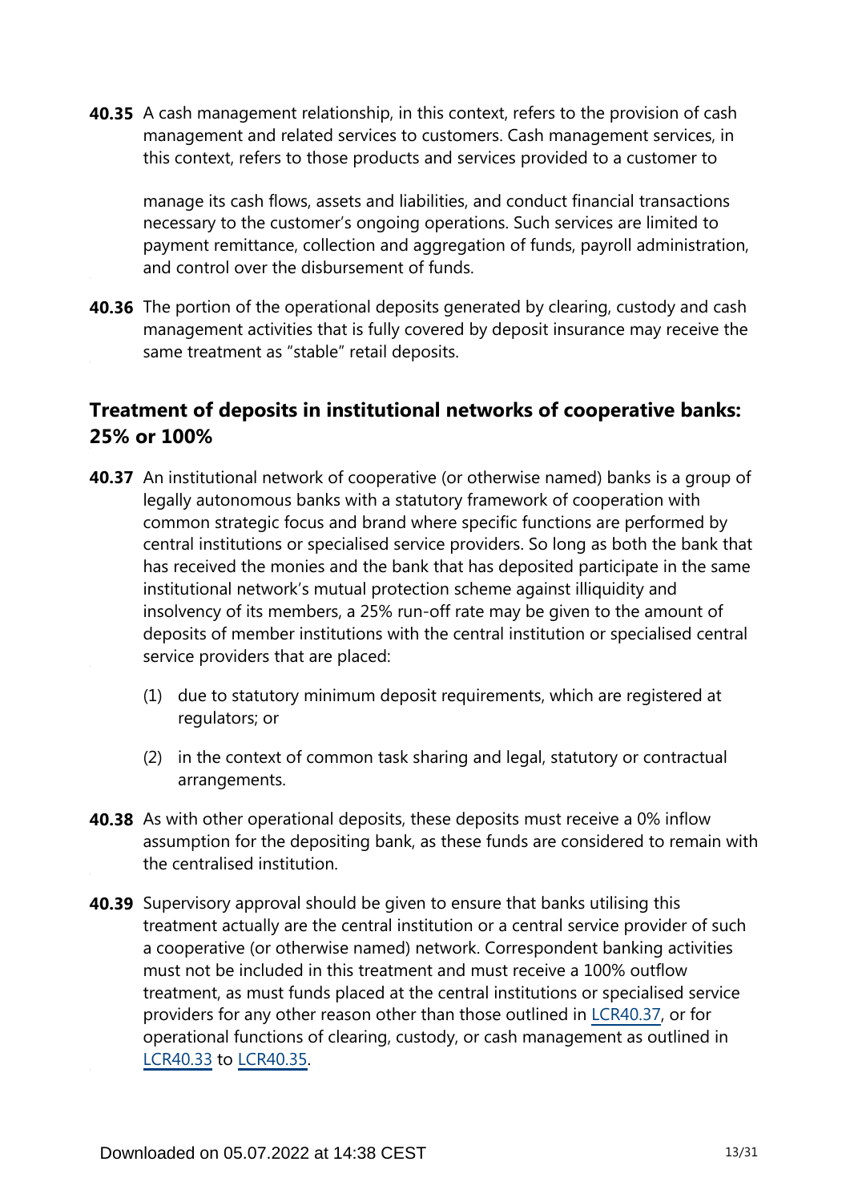**40.35** A cash management relationship, in this context, refers to the provision of cash management and related services to customers. Cash management services, in this context, refers to those products and services provided to a customer to manage its cash flows, assets and liabilities, and conduct financial transactions necessary to the customer's ongoing operations. Such services are limited to payment remittance, collection and aggregation of funds, payroll administration, and control over the disbursement of funds.

**40.36** The portion of the operational deposits generated by clearing, custody and cash management activities that is fully covered by deposit insurance may receive the same treatment as "stable" retail deposits.

## Treatment of deposits in institutional networks of cooperative banks: 25% or 100%

**40.37** An institutional network of cooperative (or otherwise named) banks is a group of legally autonomous banks with a statutory framework of cooperation with common strategic focus and brand where specific functions are performed by central institutions or specialised service providers. So long as both the bank that has received the monies and the bank that has deposited participate in the same institutional network's mutual protection scheme against illiquidity and insolvency of its members, a 25% run-off rate may be given to the amount of deposits of member institutions with the central institution or specialised central service providers that are placed:

(1) due to statutory minimum deposit requirements, which are registered at regulators; or

(2) in the context of common task sharing and legal, statutory or contractual arrangements.

**40.38** As with other operational deposits, these deposits must receive a 0% inflow assumption for the depositing bank, as these funds are considered to remain with the centralised institution.

**40.39** Supervisory approval should be given to ensure that banks utilising this treatment actually are the central institution or a central service provider of such a cooperative (or otherwise named) network. Correspondent banking activities must not be included in this treatment and must receive a 100% outflow treatment, as must funds placed at the central institutions or specialised service providers for any other reason other than those outlined in LCR40.37, or for operational functions of clearing, custody, or cash management as outlined in LCR40.33 to LCR40.35.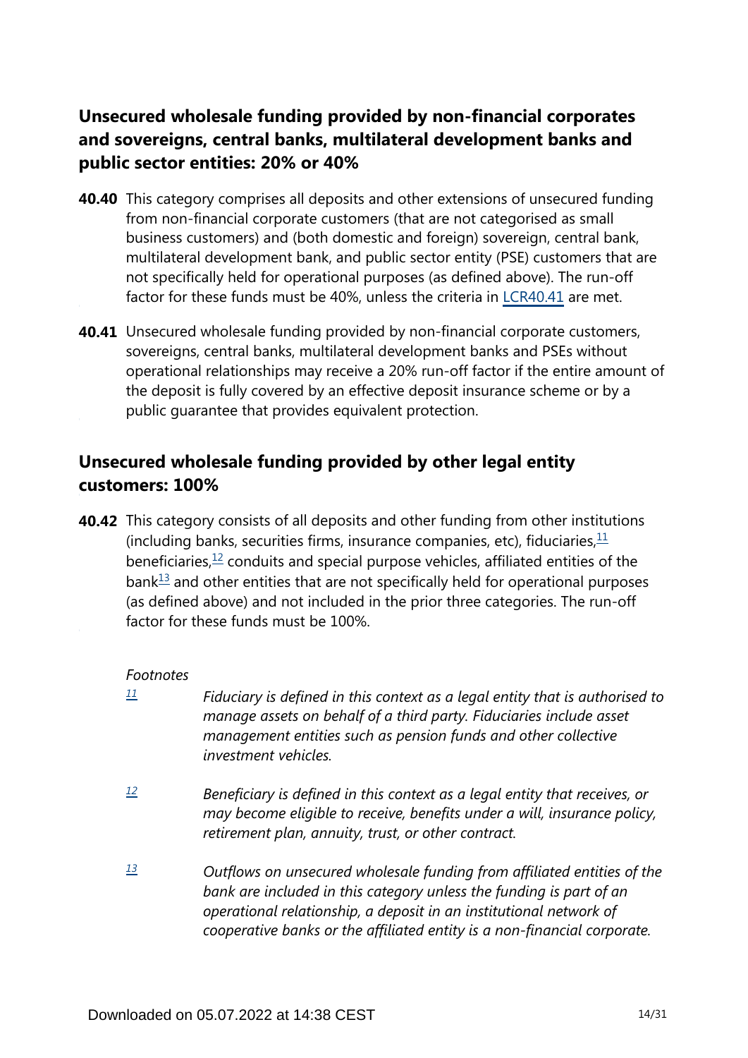## Unsecured wholesale funding provided by non-financial corporates and sovereigns, central banks, multilateral development banks and public sector entities: 20% or 40%

**40.40** This category comprises all deposits and other extensions of unsecured funding from non-financial corporate customers (that are not categorised as small business customers) and (both domestic and foreign) sovereign, central bank, multilateral development bank, and public sector entity (PSE) customers that are not specifically held for operational purposes (as defined above). The run-off factor for these funds must be 40%, unless the criteria in LCR40.41 are met.

**40.41** Unsecured wholesale funding provided by non-financial corporate customers, sovereigns, central banks, multilateral development banks and PSEs without operational relationships may receive a 20% run-off factor if the entire amount of the deposit is fully covered by an effective deposit insurance scheme or by a public guarantee that provides equivalent protection.

## Unsecured wholesale funding provided by other legal entity customers: 100%

**40.42** This category consists of all deposits and other funding from other institutions (including banks, securities firms, insurance companies, etc), fiduciaries,[11] beneficiaries,[12] conduits and special purpose vehicles, affiliated entities of the bank[13] and other entities that are not specifically held for operational purposes (as defined above) and not included in the prior three categories. The run-off factor for these funds must be 100%.

*Footnotes*

[11] *Fiduciary is defined in this context as a legal entity that is authorised to manage assets on behalf of a third party. Fiduciaries include asset management entities such as pension funds and other collective investment vehicles.*

[12] *Beneficiary is defined in this context as a legal entity that receives, or may become eligible to receive, benefits under a will, insurance policy, retirement plan, annuity, trust, or other contract.*

[13] *Outflows on unsecured wholesale funding from affiliated entities of the bank are included in this category unless the funding is part of an operational relationship, a deposit in an institutional network of cooperative banks or the affiliated entity is a non-financial corporate.*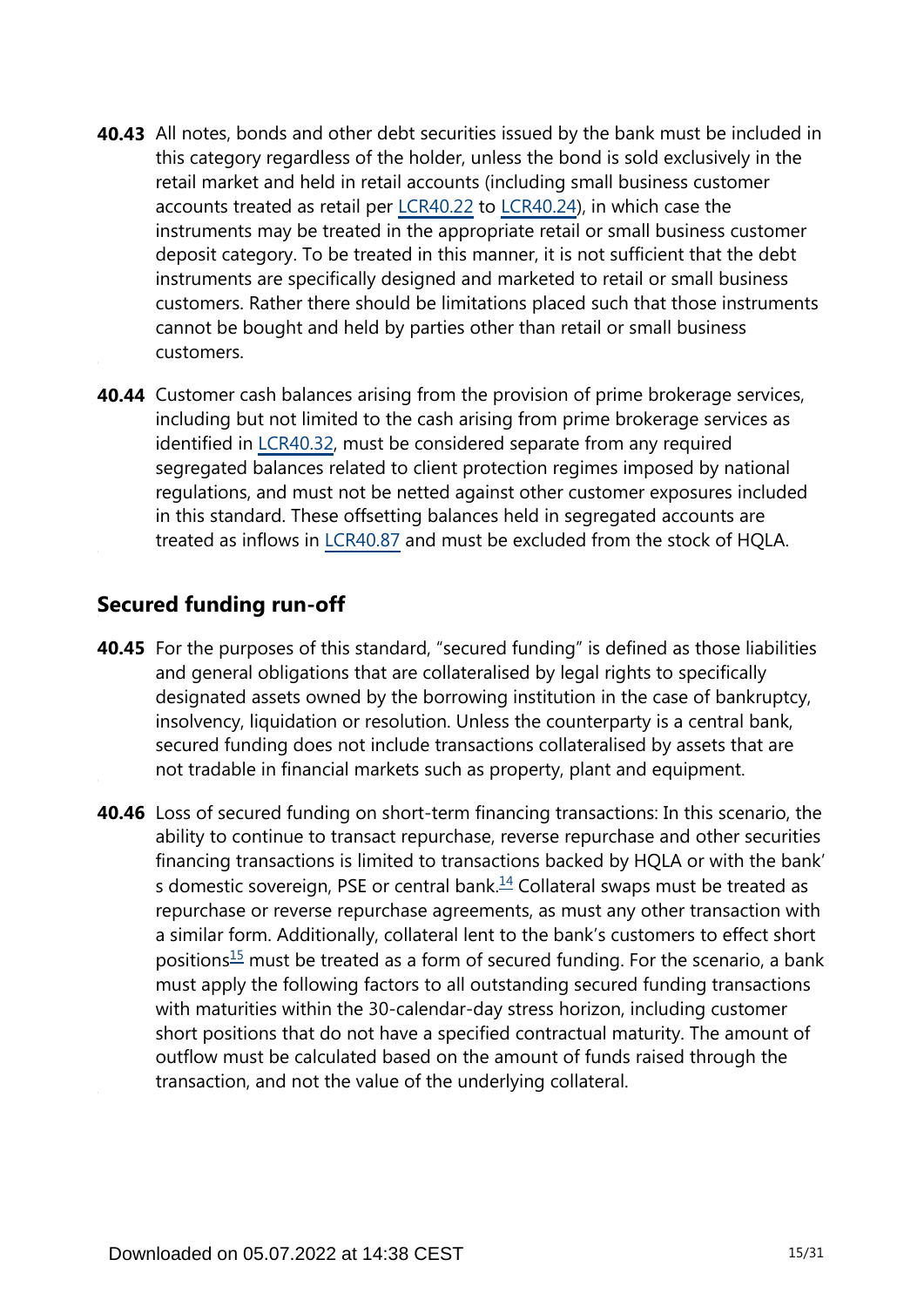**40.43** All notes, bonds and other debt securities issued by the bank must be included in this category regardless of the holder, unless the bond is sold exclusively in the retail market and held in retail accounts (including small business customer accounts treated as retail per LCR40.22 to LCR40.24), in which case the instruments may be treated in the appropriate retail or small business customer deposit category. To be treated in this manner, it is not sufficient that the debt instruments are specifically designed and marketed to retail or small business customers. Rather there should be limitations placed such that those instruments cannot be bought and held by parties other than retail or small business customers.

**40.44** Customer cash balances arising from the provision of prime brokerage services, including but not limited to the cash arising from prime brokerage services as identified in LCR40.32, must be considered separate from any required segregated balances related to client protection regimes imposed by national regulations, and must not be netted against other customer exposures included in this standard. These offsetting balances held in segregated accounts are treated as inflows in LCR40.87 and must be excluded from the stock of HQLA.

## Secured funding run-off

**40.45** For the purposes of this standard, "secured funding" is defined as those liabilities and general obligations that are collateralised by legal rights to specifically designated assets owned by the borrowing institution in the case of bankruptcy, insolvency, liquidation or resolution. Unless the counterparty is a central bank, secured funding does not include transactions collateralised by assets that are not tradable in financial markets such as property, plant and equipment.

**40.46** Loss of secured funding on short-term financing transactions: In this scenario, the ability to continue to transact repurchase, reverse repurchase and other securities financing transactions is limited to transactions backed by HQLA or with the bank' s domestic sovereign, PSE or central bank.[14] Collateral swaps must be treated as repurchase or reverse repurchase agreements, as must any other transaction with a similar form. Additionally, collateral lent to the bank's customers to effect short positions[15] must be treated as a form of secured funding. For the scenario, a bank must apply the following factors to all outstanding secured funding transactions with maturities within the 30-calendar-day stress horizon, including customer short positions that do not have a specified contractual maturity. The amount of outflow must be calculated based on the amount of funds raised through the transaction, and not the value of the underlying collateral.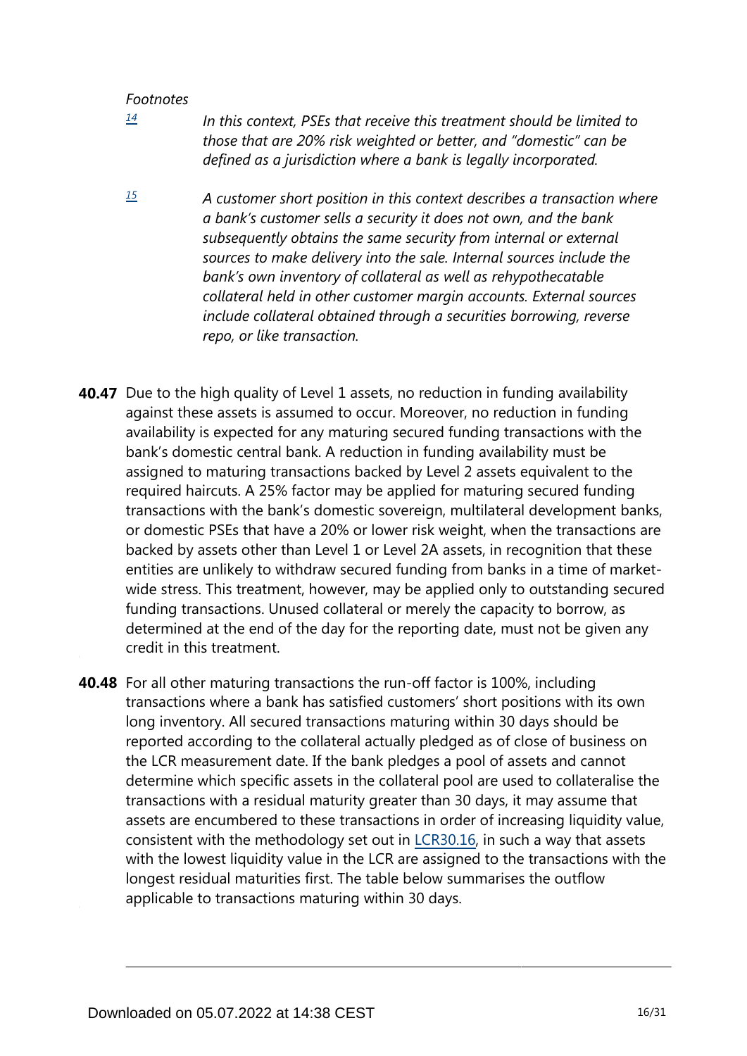*Footnotes*

[14] *In this context, PSEs that receive this treatment should be limited to those that are 20% risk weighted or better, and "domestic" can be defined as a jurisdiction where a bank is legally incorporated.*

[15] *A customer short position in this context describes a transaction where a bank's customer sells a security it does not own, and the bank subsequently obtains the same security from internal or external sources to make delivery into the sale. Internal sources include the bank's own inventory of collateral as well as rehypothecatable collateral held in other customer margin accounts. External sources include collateral obtained through a securities borrowing, reverse repo, or like transaction.*

**40.47** Due to the high quality of Level 1 assets, no reduction in funding availability against these assets is assumed to occur. Moreover, no reduction in funding availability is expected for any maturing secured funding transactions with the bank's domestic central bank. A reduction in funding availability must be assigned to maturing transactions backed by Level 2 assets equivalent to the required haircuts. A 25% factor may be applied for maturing secured funding transactions with the bank's domestic sovereign, multilateral development banks, or domestic PSEs that have a 20% or lower risk weight, when the transactions are backed by assets other than Level 1 or Level 2A assets, in recognition that these entities are unlikely to withdraw secured funding from banks in a time of market-wide stress. This treatment, however, may be applied only to outstanding secured funding transactions. Unused collateral or merely the capacity to borrow, as determined at the end of the day for the reporting date, must not be given any credit in this treatment.

**40.48** For all other maturing transactions the run-off factor is 100%, including transactions where a bank has satisfied customers' short positions with its own long inventory. All secured transactions maturing within 30 days should be reported according to the collateral actually pledged as of close of business on the LCR measurement date. If the bank pledges a pool of assets and cannot determine which specific assets in the collateral pool are used to collateralise the transactions with a residual maturity greater than 30 days, it may assume that assets are encumbered to these transactions in order of increasing liquidity value, consistent with the methodology set out in LCR30.16, in such a way that assets with the lowest liquidity value in the LCR are assigned to the transactions with the longest residual maturities first. The table below summarises the outflow applicable to transactions maturing within 30 days.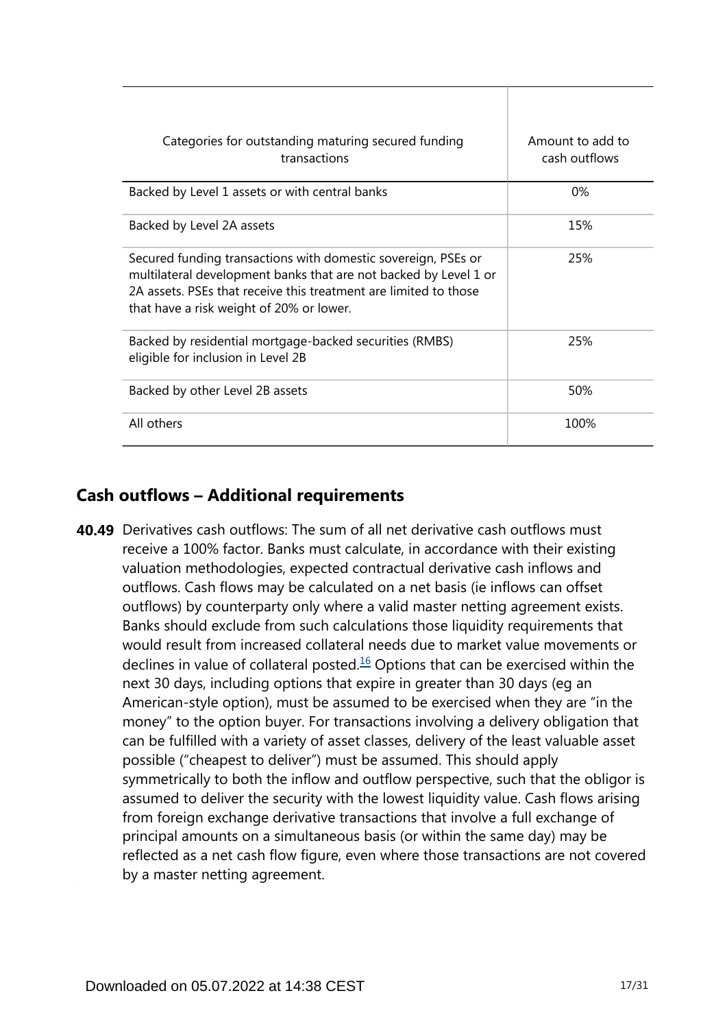| Categories for outstanding maturing secured funding transactions | Amount to add to cash outflows |
|---|---|
| Backed by Level 1 assets or with central banks | 0% |
| Backed by Level 2A assets | 15% |
| Secured funding transactions with domestic sovereign, PSEs or multilateral development banks that are not backed by Level 1 or 2A assets. PSEs that receive this treatment are limited to those that have a risk weight of 20% or lower. | 25% |
| Backed by residential mortgage-backed securities (RMBS) eligible for inclusion in Level 2B | 25% |
| Backed by other Level 2B assets | 50% |
| All others | 100% |

## Cash outflows – Additional requirements

**40.49** Derivatives cash outflows: The sum of all net derivative cash outflows must receive a 100% factor. Banks must calculate, in accordance with their existing valuation methodologies, expected contractual derivative cash inflows and outflows. Cash flows may be calculated on a net basis (ie inflows can offset outflows) by counterparty only where a valid master netting agreement exists. Banks should exclude from such calculations those liquidity requirements that would result from increased collateral needs due to market value movements or declines in value of collateral posted.[16] Options that can be exercised within the next 30 days, including options that expire in greater than 30 days (eg an American-style option), must be assumed to be exercised when they are "in the money" to the option buyer. For transactions involving a delivery obligation that can be fulfilled with a variety of asset classes, delivery of the least valuable asset possible ("cheapest to deliver") must be assumed. This should apply symmetrically to both the inflow and outflow perspective, such that the obligor is assumed to deliver the security with the lowest liquidity value. Cash flows arising from foreign exchange derivative transactions that involve a full exchange of principal amounts on a simultaneous basis (or within the same day) may be reflected as a net cash flow figure, even where those transactions are not covered by a master netting agreement.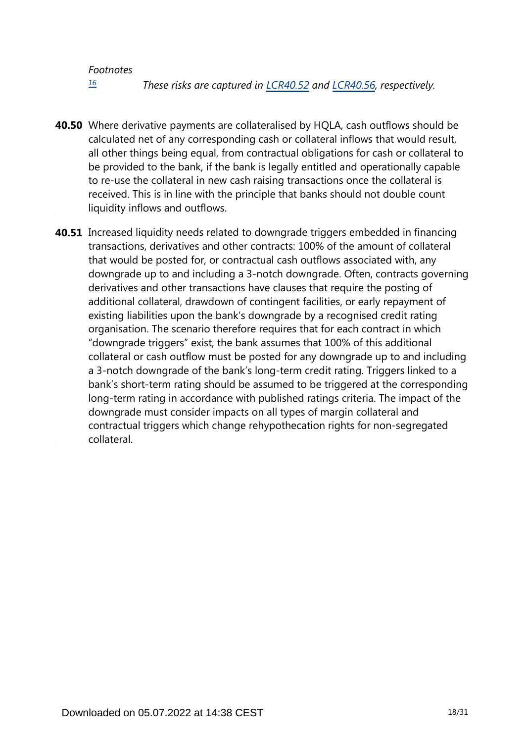*Footnotes*

[16] *These risks are captured in LCR40.52 and LCR40.56, respectively.*

**40.50** Where derivative payments are collateralised by HQLA, cash outflows should be calculated net of any corresponding cash or collateral inflows that would result, all other things being equal, from contractual obligations for cash or collateral to be provided to the bank, if the bank is legally entitled and operationally capable to re-use the collateral in new cash raising transactions once the collateral is received. This is in line with the principle that banks should not double count liquidity inflows and outflows.

**40.51** Increased liquidity needs related to downgrade triggers embedded in financing transactions, derivatives and other contracts: 100% of the amount of collateral that would be posted for, or contractual cash outflows associated with, any downgrade up to and including a 3-notch downgrade. Often, contracts governing derivatives and other transactions have clauses that require the posting of additional collateral, drawdown of contingent facilities, or early repayment of existing liabilities upon the bank's downgrade by a recognised credit rating organisation. The scenario therefore requires that for each contract in which "downgrade triggers" exist, the bank assumes that 100% of this additional collateral or cash outflow must be posted for any downgrade up to and including a 3-notch downgrade of the bank's long-term credit rating. Triggers linked to a bank's short-term rating should be assumed to be triggered at the corresponding long-term rating in accordance with published ratings criteria. The impact of the downgrade must consider impacts on all types of margin collateral and contractual triggers which change rehypothecation rights for non-segregated collateral.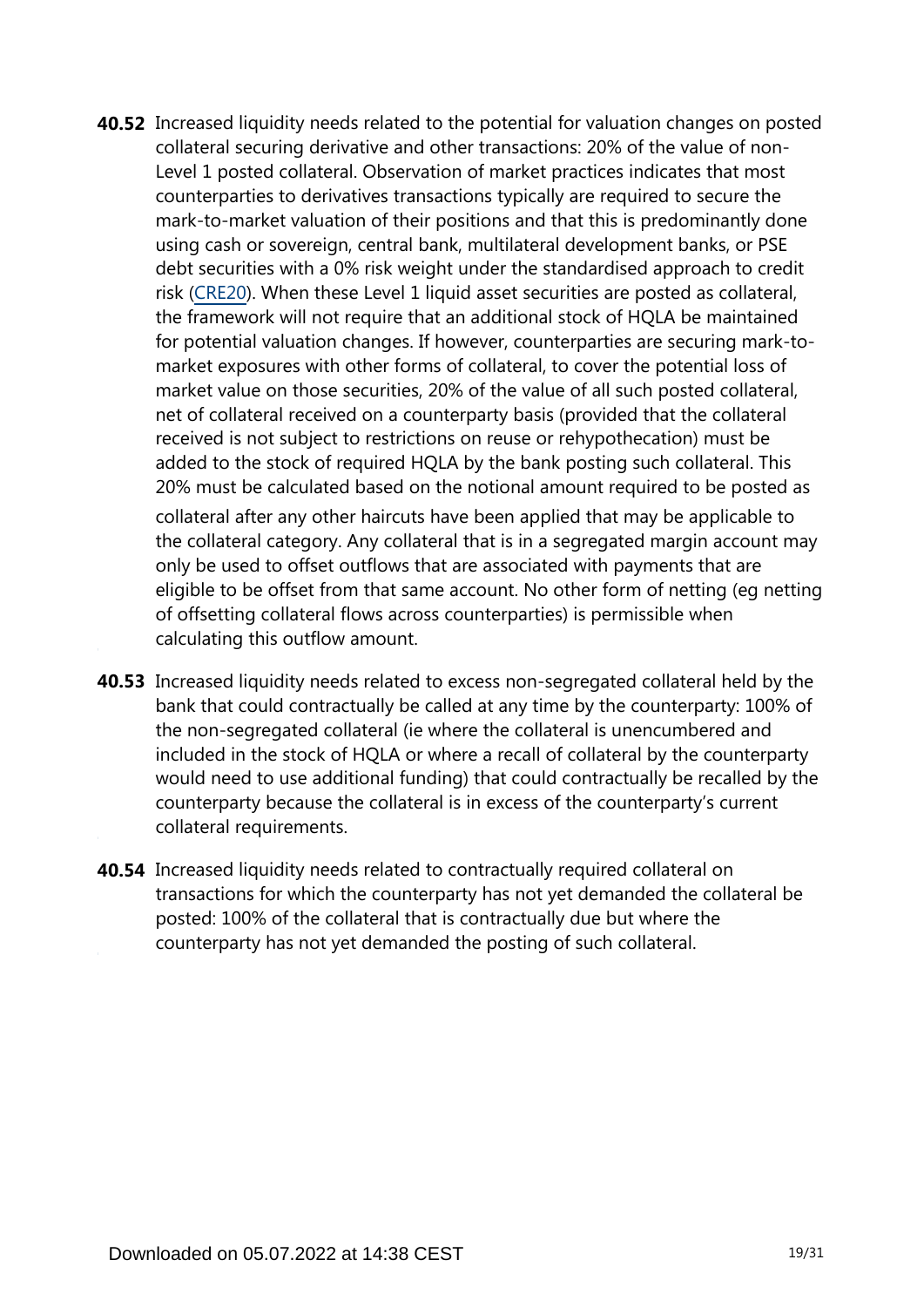**40.52** Increased liquidity needs related to the potential for valuation changes on posted collateral securing derivative and other transactions: 20% of the value of non-Level 1 posted collateral. Observation of market practices indicates that most counterparties to derivatives transactions typically are required to secure the mark-to-market valuation of their positions and that this is predominantly done using cash or sovereign, central bank, multilateral development banks, or PSE debt securities with a 0% risk weight under the standardised approach to credit risk (CRE20). When these Level 1 liquid asset securities are posted as collateral, the framework will not require that an additional stock of HQLA be maintained for potential valuation changes. If however, counterparties are securing mark-to-market exposures with other forms of collateral, to cover the potential loss of market value on those securities, 20% of the value of all such posted collateral, net of collateral received on a counterparty basis (provided that the collateral received is not subject to restrictions on reuse or rehypothecation) must be added to the stock of required HQLA by the bank posting such collateral. This 20% must be calculated based on the notional amount required to be posted as collateral after any other haircuts have been applied that may be applicable to the collateral category. Any collateral that is in a segregated margin account may only be used to offset outflows that are associated with payments that are eligible to be offset from that same account. No other form of netting (eg netting of offsetting collateral flows across counterparties) is permissible when calculating this outflow amount.

**40.53** Increased liquidity needs related to excess non-segregated collateral held by the bank that could contractually be called at any time by the counterparty: 100% of the non-segregated collateral (ie where the collateral is unencumbered and included in the stock of HQLA or where a recall of collateral by the counterparty would need to use additional funding) that could contractually be recalled by the counterparty because the collateral is in excess of the counterparty's current collateral requirements.

**40.54** Increased liquidity needs related to contractually required collateral on transactions for which the counterparty has not yet demanded the collateral be posted: 100% of the collateral that is contractually due but where the counterparty has not yet demanded the posting of such collateral.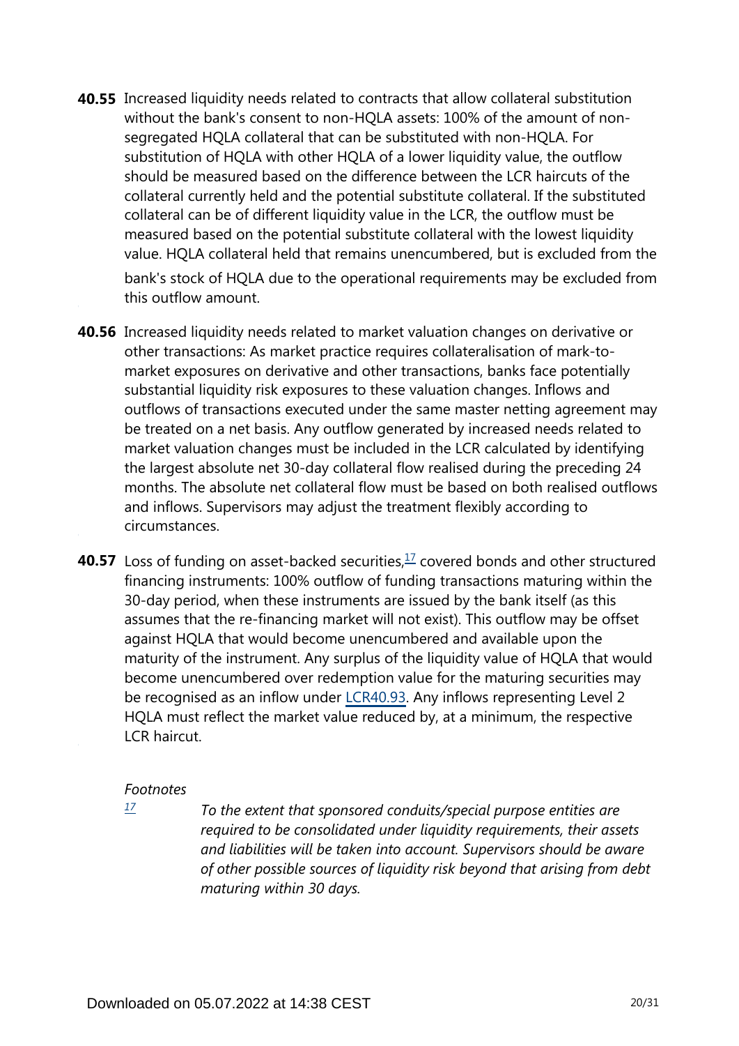**40.55** Increased liquidity needs related to contracts that allow collateral substitution without the bank's consent to non-HQLA assets: 100% of the amount of non-segregated HQLA collateral that can be substituted with non-HQLA. For substitution of HQLA with other HQLA of a lower liquidity value, the outflow should be measured based on the difference between the LCR haircuts of the collateral currently held and the potential substitute collateral. If the substituted collateral can be of different liquidity value in the LCR, the outflow must be measured based on the potential substitute collateral with the lowest liquidity value. HQLA collateral held that remains unencumbered, but is excluded from the bank's stock of HQLA due to the operational requirements may be excluded from this outflow amount.

**40.56** Increased liquidity needs related to market valuation changes on derivative or other transactions: As market practice requires collateralisation of mark-to-market exposures on derivative and other transactions, banks face potentially substantial liquidity risk exposures to these valuation changes. Inflows and outflows of transactions executed under the same master netting agreement may be treated on a net basis. Any outflow generated by increased needs related to market valuation changes must be included in the LCR calculated by identifying the largest absolute net 30-day collateral flow realised during the preceding 24 months. The absolute net collateral flow must be based on both realised outflows and inflows. Supervisors may adjust the treatment flexibly according to circumstances.

**40.57** Loss of funding on asset-backed securities,[17] covered bonds and other structured financing instruments: 100% outflow of funding transactions maturing within the 30-day period, when these instruments are issued by the bank itself (as this assumes that the re-financing market will not exist). This outflow may be offset against HQLA that would become unencumbered and available upon the maturity of the instrument. Any surplus of the liquidity value of HQLA that would become unencumbered over redemption value for the maturing securities may be recognised as an inflow under LCR40.93. Any inflows representing Level 2 HQLA must reflect the market value reduced by, at a minimum, the respective LCR haircut.

*Footnotes*

[17] *To the extent that sponsored conduits/special purpose entities are required to be consolidated under liquidity requirements, their assets and liabilities will be taken into account. Supervisors should be aware of other possible sources of liquidity risk beyond that arising from debt maturing within 30 days.*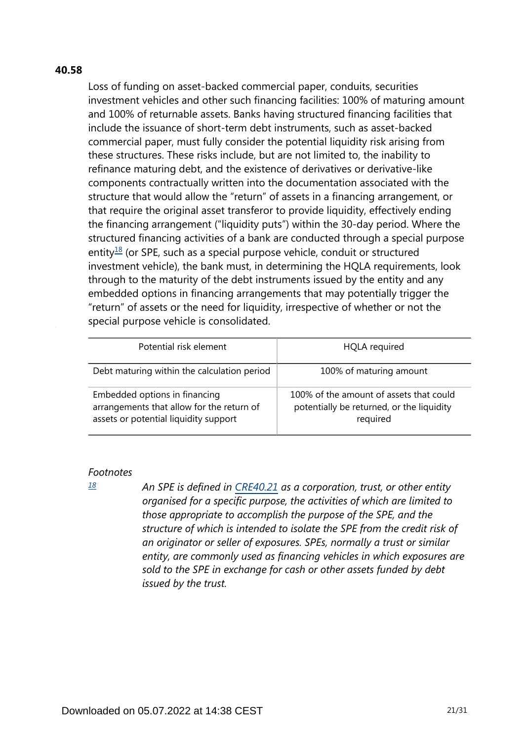**40.58**

Loss of funding on asset-backed commercial paper, conduits, securities investment vehicles and other such financing facilities: 100% of maturing amount and 100% of returnable assets. Banks having structured financing facilities that include the issuance of short-term debt instruments, such as asset-backed commercial paper, must fully consider the potential liquidity risk arising from these structures. These risks include, but are not limited to, the inability to refinance maturing debt, and the existence of derivatives or derivative-like components contractually written into the documentation associated with the structure that would allow the "return" of assets in a financing arrangement, or that require the original asset transferor to provide liquidity, effectively ending the financing arrangement ("liquidity puts") within the 30-day period. Where the structured financing activities of a bank are conducted through a special purpose entity[18] (or SPE, such as a special purpose vehicle, conduit or structured investment vehicle), the bank must, in determining the HQLA requirements, look through to the maturity of the debt instruments issued by the entity and any embedded options in financing arrangements that may potentially trigger the "return" of assets or the need for liquidity, irrespective of whether or not the special purpose vehicle is consolidated.

| Potential risk element | HQLA required |
|---|---|
| Debt maturing within the calculation period | 100% of maturing amount |
| Embedded options in financing arrangements that allow for the return of assets or potential liquidity support | 100% of the amount of assets that could potentially be returned, or the liquidity required |

*Footnotes*

[18] *An SPE is defined in CRE40.21 as a corporation, trust, or other entity organised for a specific purpose, the activities of which are limited to those appropriate to accomplish the purpose of the SPE, and the structure of which is intended to isolate the SPE from the credit risk of an originator or seller of exposures. SPEs, normally a trust or similar entity, are commonly used as financing vehicles in which exposures are sold to the SPE in exchange for cash or other assets funded by debt issued by the trust.*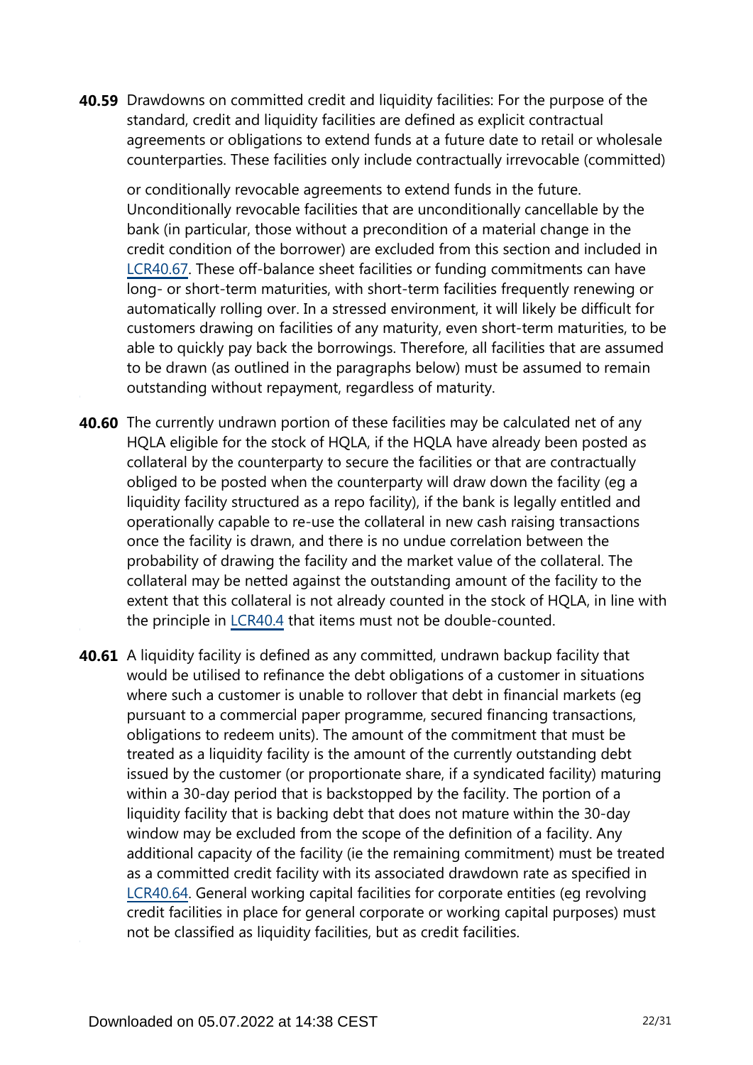**40.59** Drawdowns on committed credit and liquidity facilities: For the purpose of the standard, credit and liquidity facilities are defined as explicit contractual agreements or obligations to extend funds at a future date to retail or wholesale counterparties. These facilities only include contractually irrevocable (committed) or conditionally revocable agreements to extend funds in the future. Unconditionally revocable facilities that are unconditionally cancellable by the bank (in particular, those without a precondition of a material change in the credit condition of the borrower) are excluded from this section and included in LCR40.67. These off-balance sheet facilities or funding commitments can have long- or short-term maturities, with short-term facilities frequently renewing or automatically rolling over. In a stressed environment, it will likely be difficult for customers drawing on facilities of any maturity, even short-term maturities, to be able to quickly pay back the borrowings. Therefore, all facilities that are assumed to be drawn (as outlined in the paragraphs below) must be assumed to remain outstanding without repayment, regardless of maturity.

**40.60** The currently undrawn portion of these facilities may be calculated net of any HQLA eligible for the stock of HQLA, if the HQLA have already been posted as collateral by the counterparty to secure the facilities or that are contractually obliged to be posted when the counterparty will draw down the facility (eg a liquidity facility structured as a repo facility), if the bank is legally entitled and operationally capable to re-use the collateral in new cash raising transactions once the facility is drawn, and there is no undue correlation between the probability of drawing the facility and the market value of the collateral. The collateral may be netted against the outstanding amount of the facility to the extent that this collateral is not already counted in the stock of HQLA, in line with the principle in LCR40.4 that items must not be double-counted.

**40.61** A liquidity facility is defined as any committed, undrawn backup facility that would be utilised to refinance the debt obligations of a customer in situations where such a customer is unable to rollover that debt in financial markets (eg pursuant to a commercial paper programme, secured financing transactions, obligations to redeem units). The amount of the commitment that must be treated as a liquidity facility is the amount of the currently outstanding debt issued by the customer (or proportionate share, if a syndicated facility) maturing within a 30-day period that is backstopped by the facility. The portion of a liquidity facility that is backing debt that does not mature within the 30-day window may be excluded from the scope of the definition of a facility. Any additional capacity of the facility (ie the remaining commitment) must be treated as a committed credit facility with its associated drawdown rate as specified in LCR40.64. General working capital facilities for corporate entities (eg revolving credit facilities in place for general corporate or working capital purposes) must not be classified as liquidity facilities, but as credit facilities.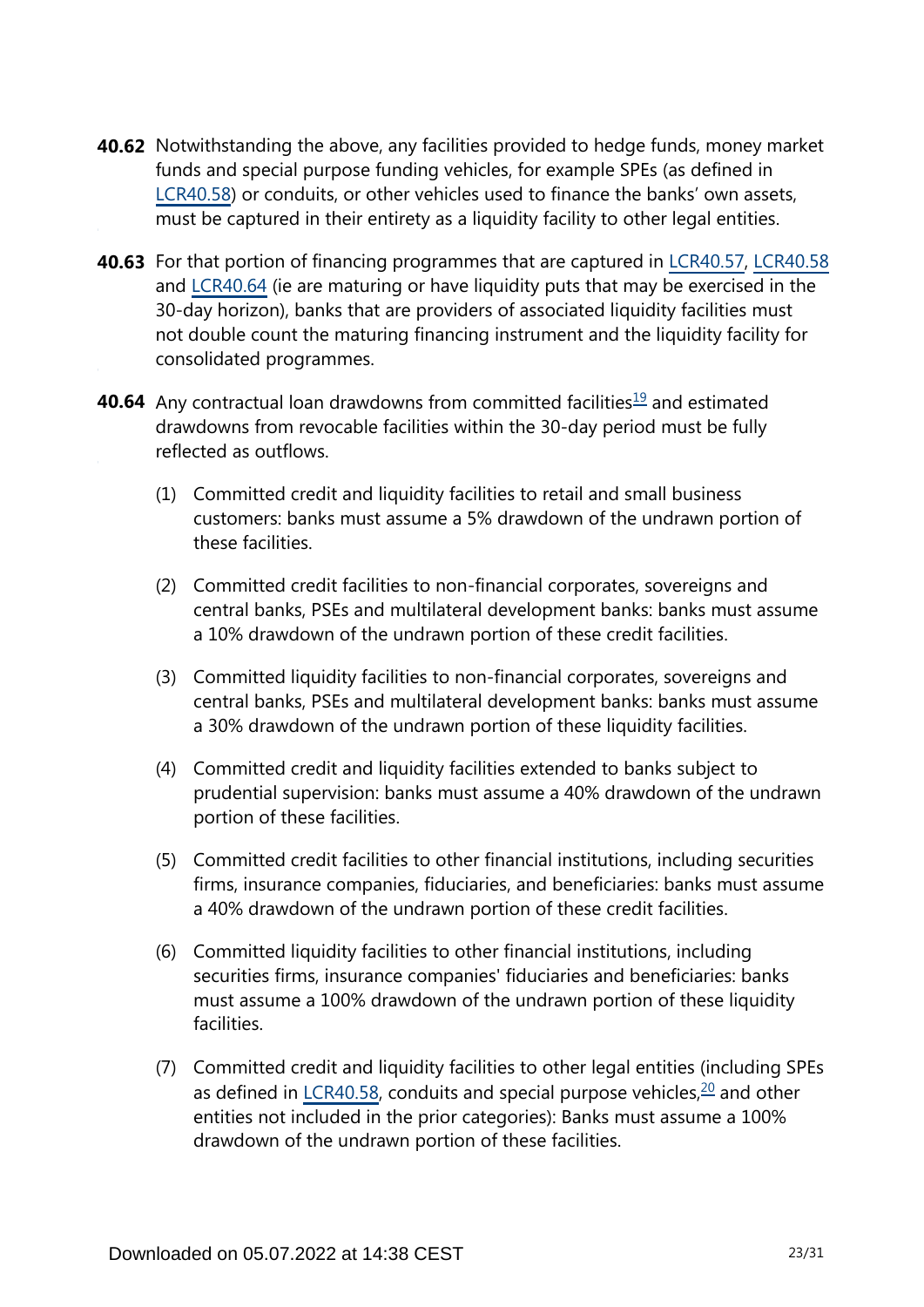**40.62** Notwithstanding the above, any facilities provided to hedge funds, money market funds and special purpose funding vehicles, for example SPEs (as defined in LCR40.58) or conduits, or other vehicles used to finance the banks' own assets, must be captured in their entirety as a liquidity facility to other legal entities.

**40.63** For that portion of financing programmes that are captured in LCR40.57, LCR40.58 and LCR40.64 (ie are maturing or have liquidity puts that may be exercised in the 30-day horizon), banks that are providers of associated liquidity facilities must not double count the maturing financing instrument and the liquidity facility for consolidated programmes.

**40.64** Any contractual loan drawdowns from committed facilities[19] and estimated drawdowns from revocable facilities within the 30-day period must be fully reflected as outflows.

(1) Committed credit and liquidity facilities to retail and small business customers: banks must assume a 5% drawdown of the undrawn portion of these facilities.

(2) Committed credit facilities to non-financial corporates, sovereigns and central banks, PSEs and multilateral development banks: banks must assume a 10% drawdown of the undrawn portion of these credit facilities.

(3) Committed liquidity facilities to non-financial corporates, sovereigns and central banks, PSEs and multilateral development banks: banks must assume a 30% drawdown of the undrawn portion of these liquidity facilities.

(4) Committed credit and liquidity facilities extended to banks subject to prudential supervision: banks must assume a 40% drawdown of the undrawn portion of these facilities.

(5) Committed credit facilities to other financial institutions, including securities firms, insurance companies, fiduciaries, and beneficiaries: banks must assume a 40% drawdown of the undrawn portion of these credit facilities.

(6) Committed liquidity facilities to other financial institutions, including securities firms, insurance companies' fiduciaries and beneficiaries: banks must assume a 100% drawdown of the undrawn portion of these liquidity facilities.

(7) Committed credit and liquidity facilities to other legal entities (including SPEs as defined in LCR40.58, conduits and special purpose vehicles,[20] and other entities not included in the prior categories): Banks must assume a 100% drawdown of the undrawn portion of these facilities.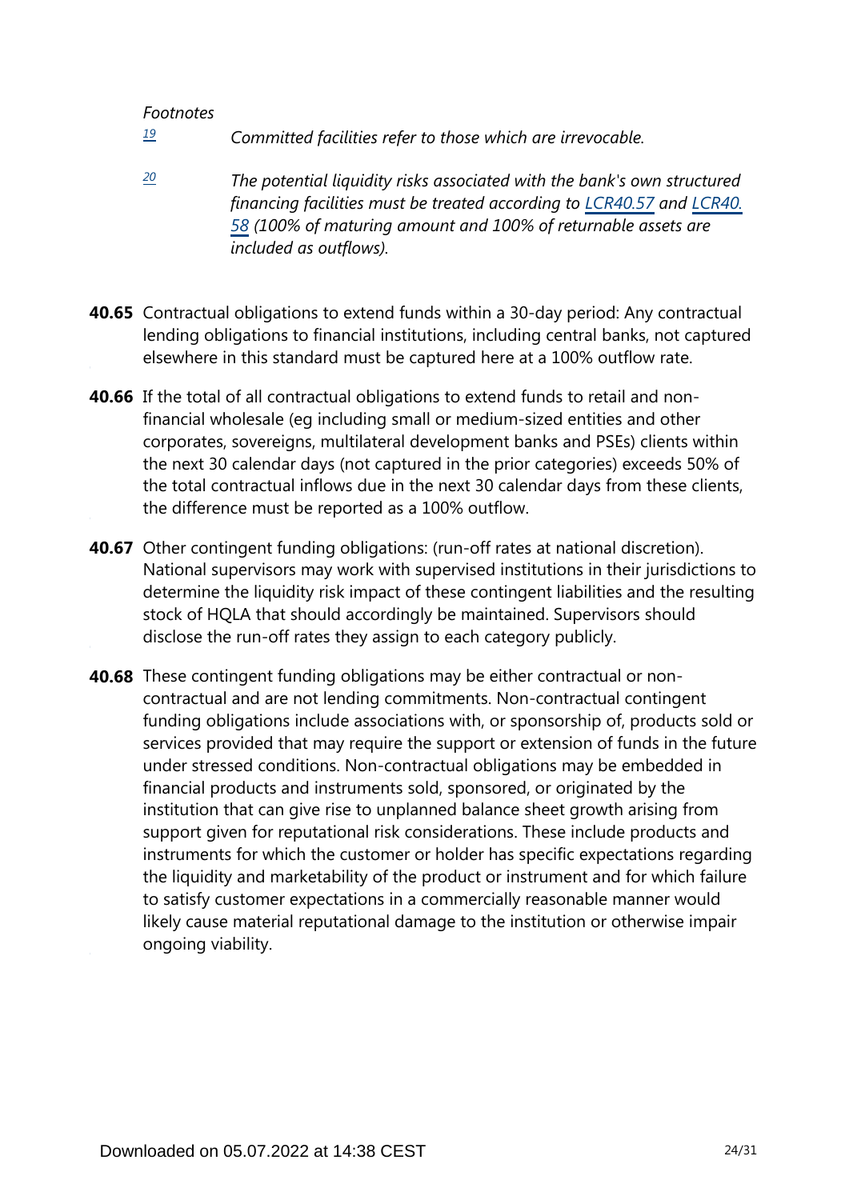*Footnotes*

[19] *Committed facilities refer to those which are irrevocable.*

[20] *The potential liquidity risks associated with the bank's own structured financing facilities must be treated according to LCR40.57 and LCR40.58 (100% of maturing amount and 100% of returnable assets are included as outflows).*

**40.65** Contractual obligations to extend funds within a 30-day period: Any contractual lending obligations to financial institutions, including central banks, not captured elsewhere in this standard must be captured here at a 100% outflow rate.

**40.66** If the total of all contractual obligations to extend funds to retail and non-financial wholesale (eg including small or medium-sized entities and other corporates, sovereigns, multilateral development banks and PSEs) clients within the next 30 calendar days (not captured in the prior categories) exceeds 50% of the total contractual inflows due in the next 30 calendar days from these clients, the difference must be reported as a 100% outflow.

**40.67** Other contingent funding obligations: (run-off rates at national discretion). National supervisors may work with supervised institutions in their jurisdictions to determine the liquidity risk impact of these contingent liabilities and the resulting stock of HQLA that should accordingly be maintained. Supervisors should disclose the run-off rates they assign to each category publicly.

**40.68** These contingent funding obligations may be either contractual or non-contractual and are not lending commitments. Non-contractual contingent funding obligations include associations with, or sponsorship of, products sold or services provided that may require the support or extension of funds in the future under stressed conditions. Non-contractual obligations may be embedded in financial products and instruments sold, sponsored, or originated by the institution that can give rise to unplanned balance sheet growth arising from support given for reputational risk considerations. These include products and instruments for which the customer or holder has specific expectations regarding the liquidity and marketability of the product or instrument and for which failure to satisfy customer expectations in a commercially reasonable manner would likely cause material reputational damage to the institution or otherwise impair ongoing viability.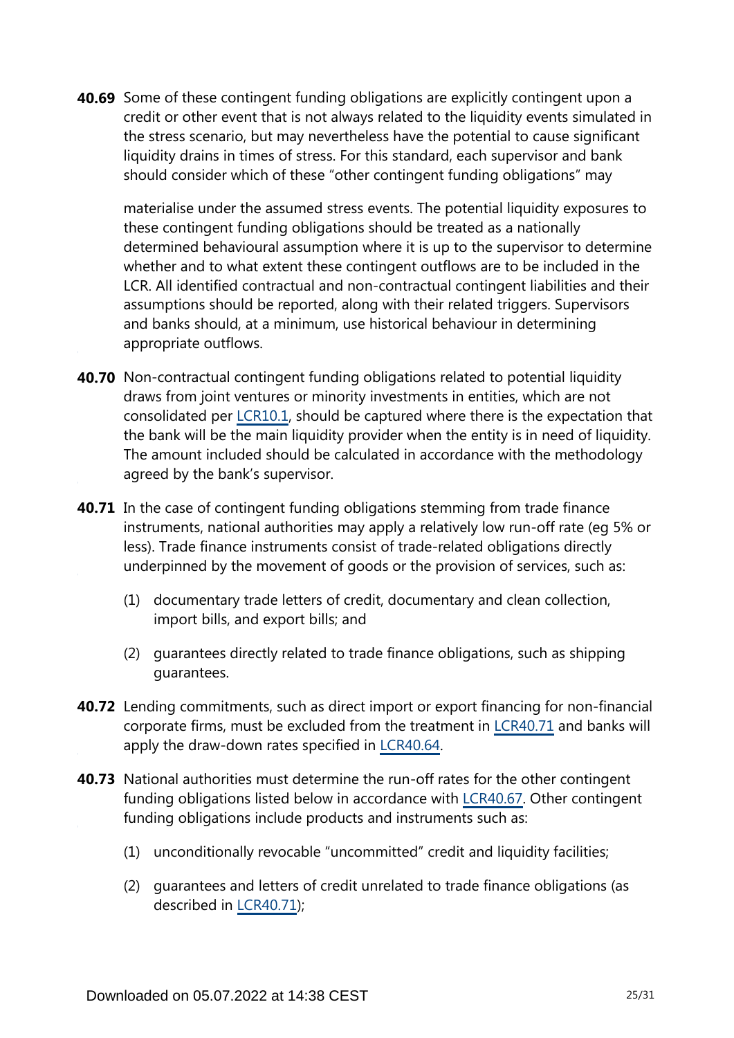**40.69** Some of these contingent funding obligations are explicitly contingent upon a credit or other event that is not always related to the liquidity events simulated in the stress scenario, but may nevertheless have the potential to cause significant liquidity drains in times of stress. For this standard, each supervisor and bank should consider which of these "other contingent funding obligations" may materialise under the assumed stress events. The potential liquidity exposures to these contingent funding obligations should be treated as a nationally determined behavioural assumption where it is up to the supervisor to determine whether and to what extent these contingent outflows are to be included in the LCR. All identified contractual and non-contractual contingent liabilities and their assumptions should be reported, along with their related triggers. Supervisors and banks should, at a minimum, use historical behaviour in determining appropriate outflows.

**40.70** Non-contractual contingent funding obligations related to potential liquidity draws from joint ventures or minority investments in entities, which are not consolidated per LCR10.1, should be captured where there is the expectation that the bank will be the main liquidity provider when the entity is in need of liquidity. The amount included should be calculated in accordance with the methodology agreed by the bank's supervisor.

**40.71** In the case of contingent funding obligations stemming from trade finance instruments, national authorities may apply a relatively low run-off rate (eg 5% or less). Trade finance instruments consist of trade-related obligations directly underpinned by the movement of goods or the provision of services, such as:

(1) documentary trade letters of credit, documentary and clean collection, import bills, and export bills; and

(2) guarantees directly related to trade finance obligations, such as shipping guarantees.

**40.72** Lending commitments, such as direct import or export financing for non-financial corporate firms, must be excluded from the treatment in LCR40.71 and banks will apply the draw-down rates specified in LCR40.64.

**40.73** National authorities must determine the run-off rates for the other contingent funding obligations listed below in accordance with LCR40.67. Other contingent funding obligations include products and instruments such as:

(1) unconditionally revocable "uncommitted" credit and liquidity facilities;

(2) guarantees and letters of credit unrelated to trade finance obligations (as described in LCR40.71);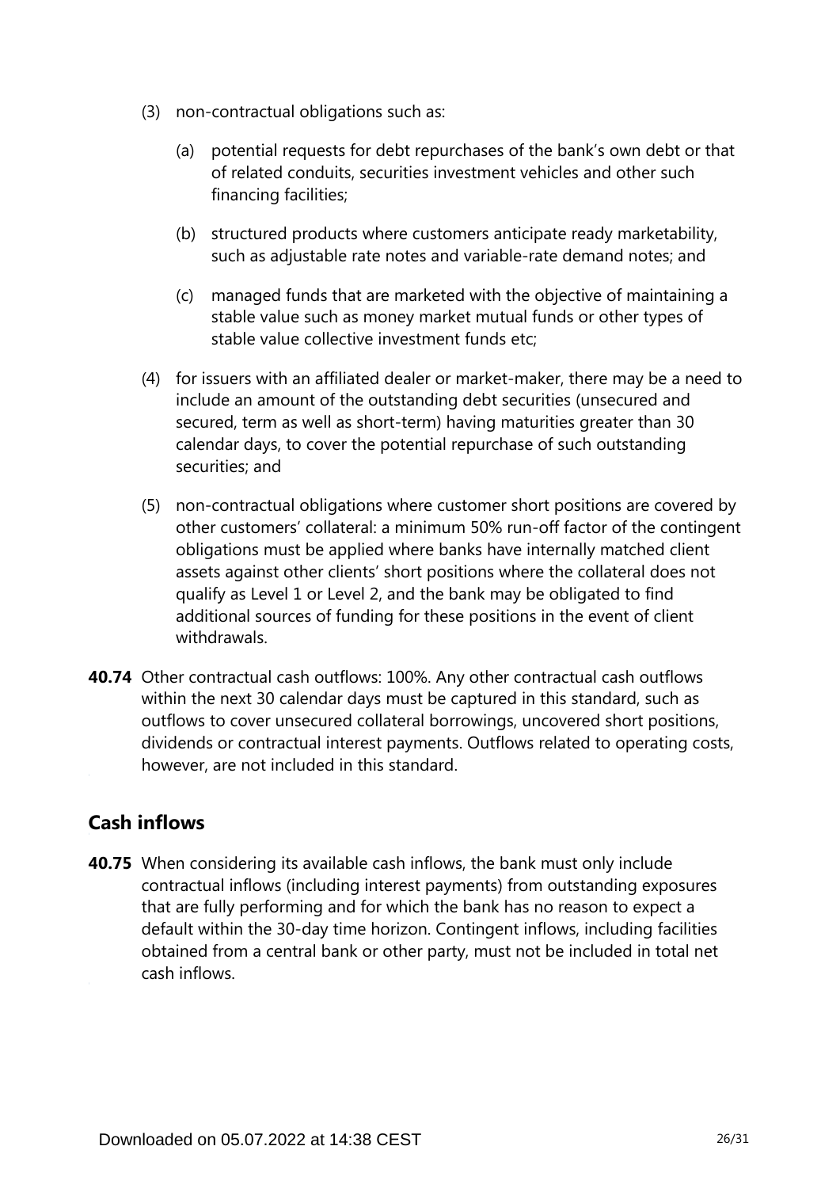(3) non-contractual obligations such as:

   (a) potential requests for debt repurchases of the bank's own debt or that of related conduits, securities investment vehicles and other such financing facilities;

   (b) structured products where customers anticipate ready marketability, such as adjustable rate notes and variable-rate demand notes; and

   (c) managed funds that are marketed with the objective of maintaining a stable value such as money market mutual funds or other types of stable value collective investment funds etc;

(4) for issuers with an affiliated dealer or market-maker, there may be a need to include an amount of the outstanding debt securities (unsecured and secured, term as well as short-term) having maturities greater than 30 calendar days, to cover the potential repurchase of such outstanding securities; and

(5) non-contractual obligations where customer short positions are covered by other customers' collateral: a minimum 50% run-off factor of the contingent obligations must be applied where banks have internally matched client assets against other clients' short positions where the collateral does not qualify as Level 1 or Level 2, and the bank may be obligated to find additional sources of funding for these positions in the event of client withdrawals.

**40.74** Other contractual cash outflows: 100%. Any other contractual cash outflows within the next 30 calendar days must be captured in this standard, such as outflows to cover unsecured collateral borrowings, uncovered short positions, dividends or contractual interest payments. Outflows related to operating costs, however, are not included in this standard.

## Cash inflows

**40.75** When considering its available cash inflows, the bank must only include contractual inflows (including interest payments) from outstanding exposures that are fully performing and for which the bank has no reason to expect a default within the 30-day time horizon. Contingent inflows, including facilities obtained from a central bank or other party, must not be included in total net cash inflows.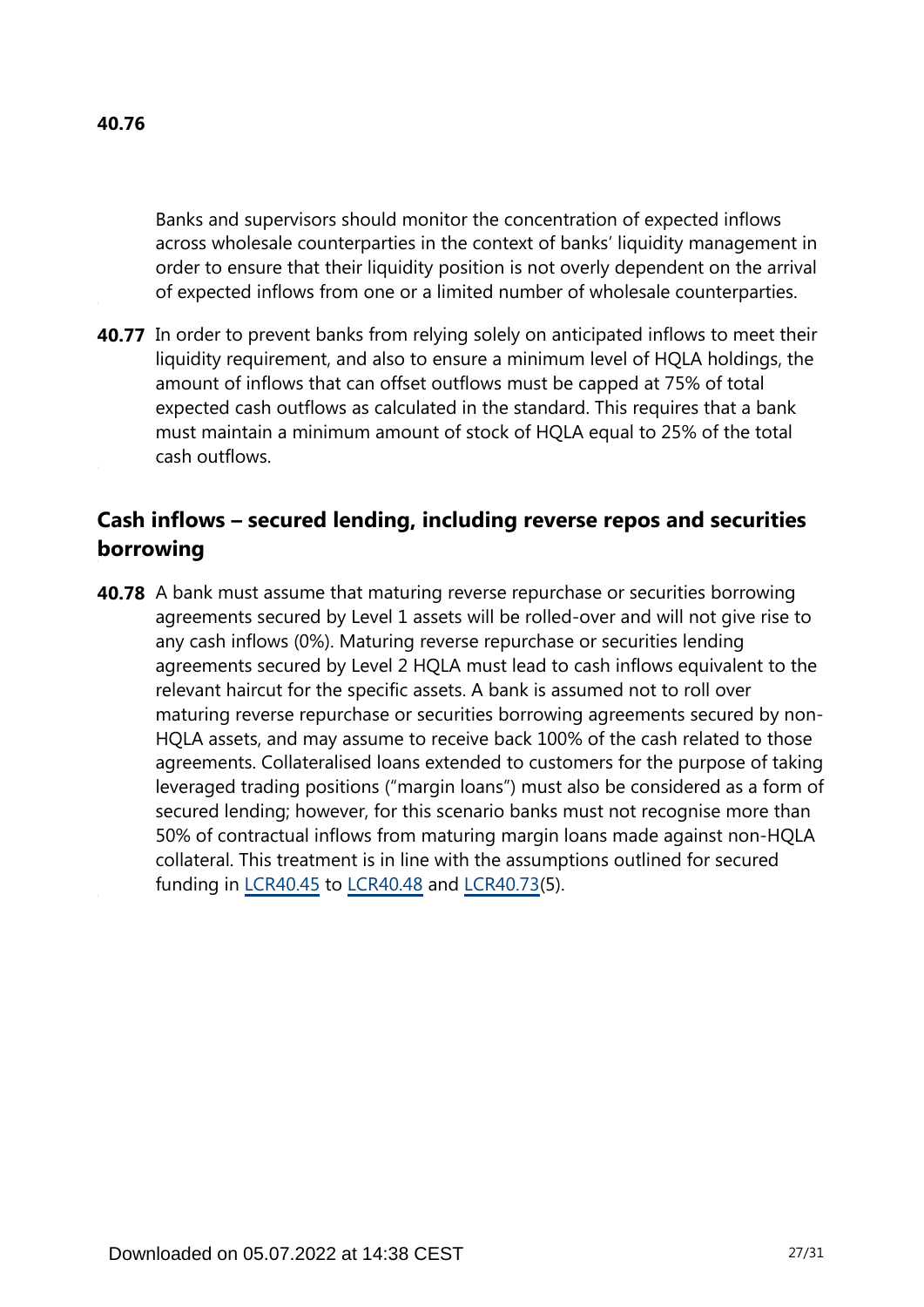**40.76** Banks and supervisors should monitor the concentration of expected inflows across wholesale counterparties in the context of banks' liquidity management in order to ensure that their liquidity position is not overly dependent on the arrival of expected inflows from one or a limited number of wholesale counterparties.

**40.77** In order to prevent banks from relying solely on anticipated inflows to meet their liquidity requirement, and also to ensure a minimum level of HQLA holdings, the amount of inflows that can offset outflows must be capped at 75% of total expected cash outflows as calculated in the standard. This requires that a bank must maintain a minimum amount of stock of HQLA equal to 25% of the total cash outflows.

## Cash inflows – secured lending, including reverse repos and securities borrowing

**40.78** A bank must assume that maturing reverse repurchase or securities borrowing agreements secured by Level 1 assets will be rolled-over and will not give rise to any cash inflows (0%). Maturing reverse repurchase or securities lending agreements secured by Level 2 HQLA must lead to cash inflows equivalent to the relevant haircut for the specific assets. A bank is assumed not to roll over maturing reverse repurchase or securities borrowing agreements secured by non-HQLA assets, and may assume to receive back 100% of the cash related to those agreements. Collateralised loans extended to customers for the purpose of taking leveraged trading positions ("margin loans") must also be considered as a form of secured lending; however, for this scenario banks must not recognise more than 50% of contractual inflows from maturing margin loans made against non-HQLA collateral. This treatment is in line with the assumptions outlined for secured funding in LCR40.45 to LCR40.48 and LCR40.73(5).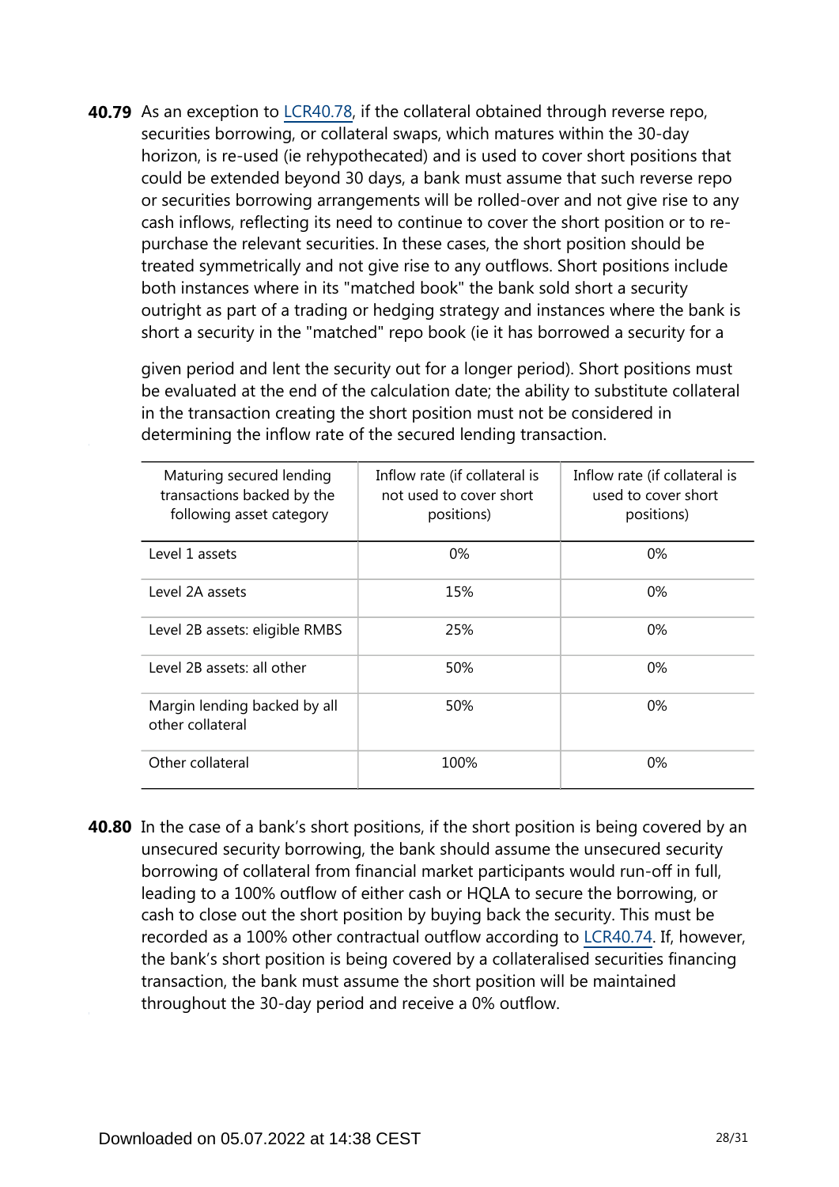**40.79** As an exception to LCR40.78, if the collateral obtained through reverse repo, securities borrowing, or collateral swaps, which matures within the 30-day horizon, is re-used (ie rehypothecated) and is used to cover short positions that could be extended beyond 30 days, a bank must assume that such reverse repo or securities borrowing arrangements will be rolled-over and not give rise to any cash inflows, reflecting its need to continue to cover the short position or to re-purchase the relevant securities. In these cases, the short position should be treated symmetrically and not give rise to any outflows. Short positions include both instances where in its "matched book" the bank sold short a security outright as part of a trading or hedging strategy and instances where the bank is short a security in the "matched" repo book (ie it has borrowed a security for a given period and lent the security out for a longer period). Short positions must be evaluated at the end of the calculation date; the ability to substitute collateral in the transaction creating the short position must not be considered in determining the inflow rate of the secured lending transaction.

| Maturing secured lending transactions backed by the following asset category | Inflow rate (if collateral is not used to cover short positions) | Inflow rate (if collateral is used to cover short positions) |
|---|---|---|
| Level 1 assets | 0% | 0% |
| Level 2A assets | 15% | 0% |
| Level 2B assets: eligible RMBS | 25% | 0% |
| Level 2B assets: all other | 50% | 0% |
| Margin lending backed by all other collateral | 50% | 0% |
| Other collateral | 100% | 0% |

**40.80** In the case of a bank's short positions, if the short position is being covered by an unsecured security borrowing, the bank should assume the unsecured security borrowing of collateral from financial market participants would run-off in full, leading to a 100% outflow of either cash or HQLA to secure the borrowing, or cash to close out the short position by buying back the security. This must be recorded as a 100% other contractual outflow according to LCR40.74. If, however, the bank's short position is being covered by a collateralised securities financing transaction, the bank must assume the short position will be maintained throughout the 30-day period and receive a 0% outflow.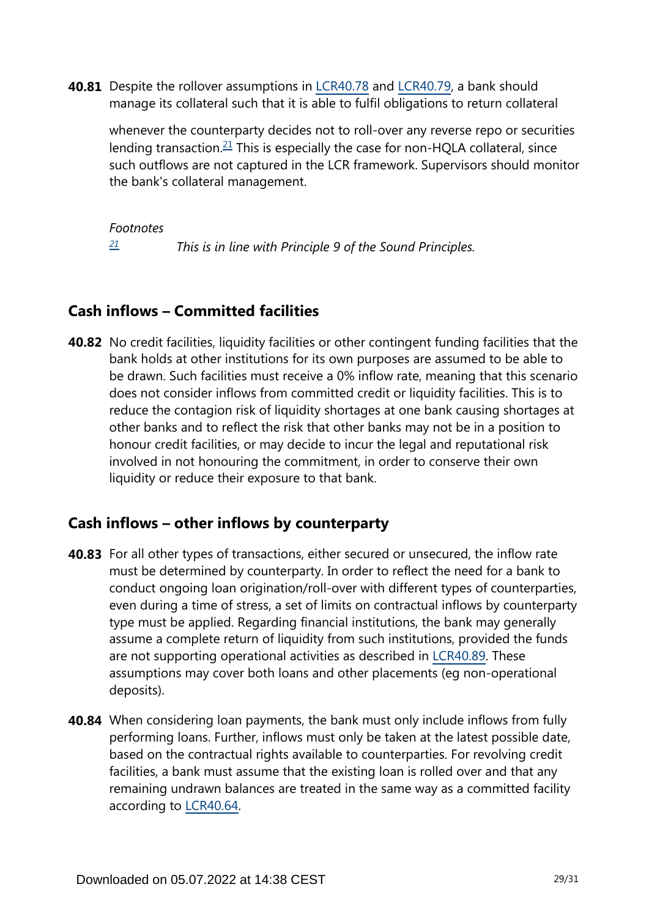**40.81** Despite the rollover assumptions in LCR40.78 and LCR40.79, a bank should manage its collateral such that it is able to fulfil obligations to return collateral whenever the counterparty decides not to roll-over any reverse repo or securities lending transaction.[21] This is especially the case for non-HQLA collateral, since such outflows are not captured in the LCR framework. Supervisors should monitor the bank's collateral management.

*Footnotes*

[21] *This is in line with Principle 9 of the Sound Principles.*

## Cash inflows – Committed facilities

**40.82** No credit facilities, liquidity facilities or other contingent funding facilities that the bank holds at other institutions for its own purposes are assumed to be able to be drawn. Such facilities must receive a 0% inflow rate, meaning that this scenario does not consider inflows from committed credit or liquidity facilities. This is to reduce the contagion risk of liquidity shortages at one bank causing shortages at other banks and to reflect the risk that other banks may not be in a position to honour credit facilities, or may decide to incur the legal and reputational risk involved in not honouring the commitment, in order to conserve their own liquidity or reduce their exposure to that bank.

## Cash inflows – other inflows by counterparty

**40.83** For all other types of transactions, either secured or unsecured, the inflow rate must be determined by counterparty. In order to reflect the need for a bank to conduct ongoing loan origination/roll-over with different types of counterparties, even during a time of stress, a set of limits on contractual inflows by counterparty type must be applied. Regarding financial institutions, the bank may generally assume a complete return of liquidity from such institutions, provided the funds are not supporting operational activities as described in LCR40.89. These assumptions may cover both loans and other placements (eg non-operational deposits).

**40.84** When considering loan payments, the bank must only include inflows from fully performing loans. Further, inflows must only be taken at the latest possible date, based on the contractual rights available to counterparties. For revolving credit facilities, a bank must assume that the existing loan is rolled over and that any remaining undrawn balances are treated in the same way as a committed facility according to LCR40.64.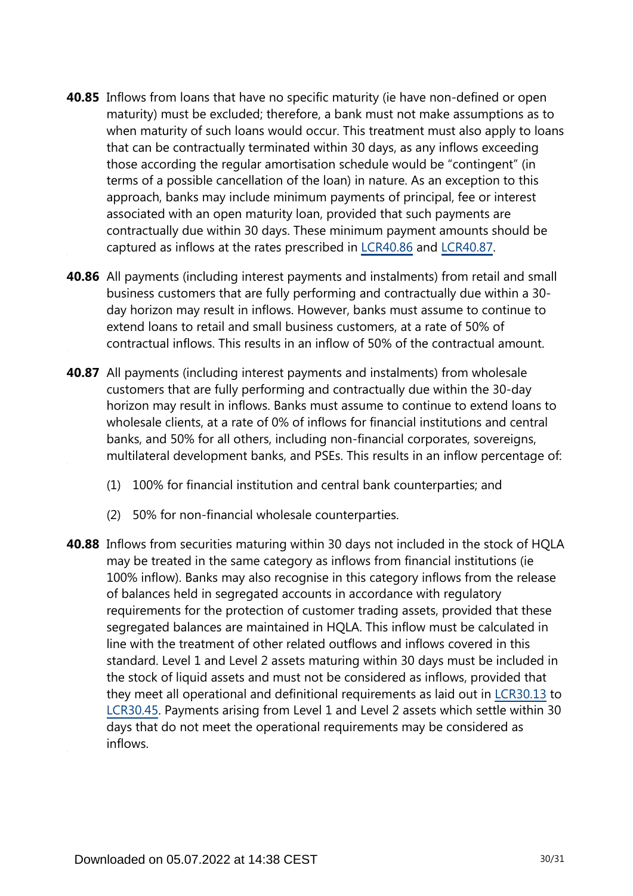**40.85** Inflows from loans that have no specific maturity (ie have non-defined or open maturity) must be excluded; therefore, a bank must not make assumptions as to when maturity of such loans would occur. This treatment must also apply to loans that can be contractually terminated within 30 days, as any inflows exceeding those according the regular amortisation schedule would be "contingent" (in terms of a possible cancellation of the loan) in nature. As an exception to this approach, banks may include minimum payments of principal, fee or interest associated with an open maturity loan, provided that such payments are contractually due within 30 days. These minimum payment amounts should be captured as inflows at the rates prescribed in LCR40.86 and LCR40.87.

**40.86** All payments (including interest payments and instalments) from retail and small business customers that are fully performing and contractually due within a 30-day horizon may result in inflows. However, banks must assume to continue to extend loans to retail and small business customers, at a rate of 50% of contractual inflows. This results in an inflow of 50% of the contractual amount.

**40.87** All payments (including interest payments and instalments) from wholesale customers that are fully performing and contractually due within the 30-day horizon may result in inflows. Banks must assume to continue to extend loans to wholesale clients, at a rate of 0% of inflows for financial institutions and central banks, and 50% for all others, including non-financial corporates, sovereigns, multilateral development banks, and PSEs. This results in an inflow percentage of:

(1) 100% for financial institution and central bank counterparties; and

(2) 50% for non-financial wholesale counterparties.

**40.88** Inflows from securities maturing within 30 days not included in the stock of HQLA may be treated in the same category as inflows from financial institutions (ie 100% inflow). Banks may also recognise in this category inflows from the release of balances held in segregated accounts in accordance with regulatory requirements for the protection of customer trading assets, provided that these segregated balances are maintained in HQLA. This inflow must be calculated in line with the treatment of other related outflows and inflows covered in this standard. Level 1 and Level 2 assets maturing within 30 days must be included in the stock of liquid assets and must not be considered as inflows, provided that they meet all operational and definitional requirements as laid out in LCR30.13 to LCR30.45. Payments arising from Level 1 and Level 2 assets which settle within 30 days that do not meet the operational requirements may be considered as inflows.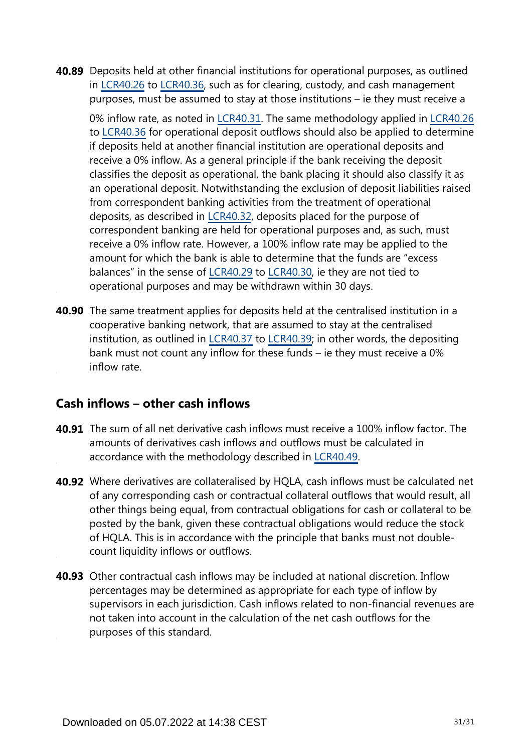**40.89** Deposits held at other financial institutions for operational purposes, as outlined in LCR40.26 to LCR40.36, such as for clearing, custody, and cash management purposes, must be assumed to stay at those institutions – ie they must receive a 0% inflow rate, as noted in LCR40.31. The same methodology applied in LCR40.26 to LCR40.36 for operational deposit outflows should also be applied to determine if deposits held at another financial institution are operational deposits and receive a 0% inflow. As a general principle if the bank receiving the deposit classifies the deposit as operational, the bank placing it should also classify it as an operational deposit. Notwithstanding the exclusion of deposit liabilities raised from correspondent banking activities from the treatment of operational deposits, as described in LCR40.32, deposits placed for the purpose of correspondent banking are held for operational purposes and, as such, must receive a 0% inflow rate. However, a 100% inflow rate may be applied to the amount for which the bank is able to determine that the funds are "excess balances" in the sense of LCR40.29 to LCR40.30, ie they are not tied to operational purposes and may be withdrawn within 30 days.

**40.90** The same treatment applies for deposits held at the centralised institution in a cooperative banking network, that are assumed to stay at the centralised institution, as outlined in LCR40.37 to LCR40.39; in other words, the depositing bank must not count any inflow for these funds – ie they must receive a 0% inflow rate.

## Cash inflows – other cash inflows

**40.91** The sum of all net derivative cash inflows must receive a 100% inflow factor. The amounts of derivatives cash inflows and outflows must be calculated in accordance with the methodology described in LCR40.49.

**40.92** Where derivatives are collateralised by HQLA, cash inflows must be calculated net of any corresponding cash or contractual collateral outflows that would result, all other things being equal, from contractual obligations for cash or collateral to be posted by the bank, given these contractual obligations would reduce the stock of HQLA. This is in accordance with the principle that banks must not double-count liquidity inflows or outflows.

**40.93** Other contractual cash inflows may be included at national discretion. Inflow percentages may be determined as appropriate for each type of inflow by supervisors in each jurisdiction. Cash inflows related to non-financial revenues are not taken into account in the calculation of the net cash outflows for the purposes of this standard.